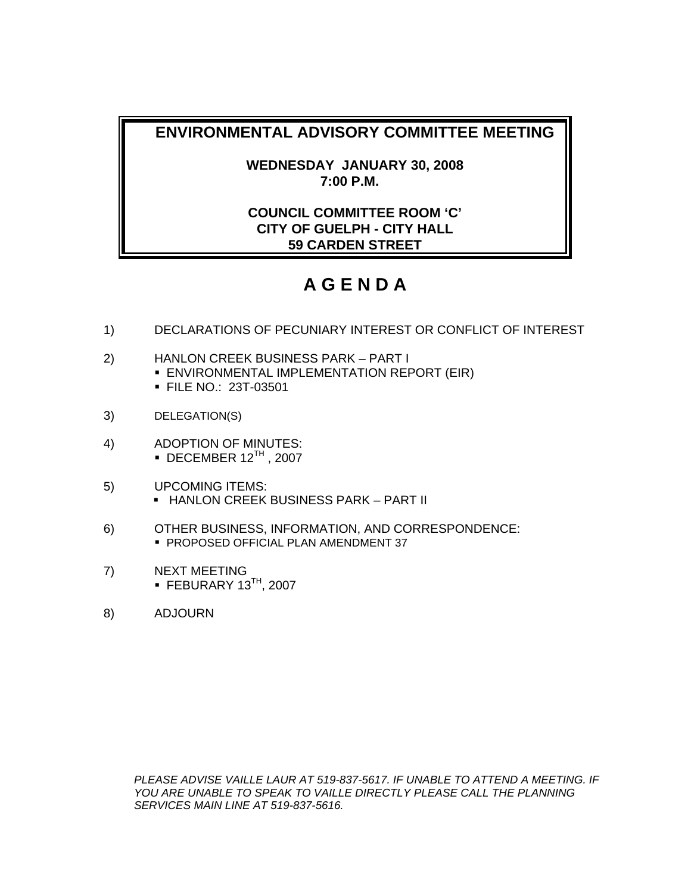# ENVIRONMENTAL ADVISORY COMMITTEE MEETING

**WEDNESDAY JANUARY 30, 2008**
**7:00 P.M.**

**COUNCIL COMMITTEE ROOM 'C'**
**CITY OF GUELPH - CITY HALL**
**59 CARDEN STREET**

# A G E N D A

1) DECLARATIONS OF PECUNIARY INTEREST OR CONFLICT OF INTEREST

2) HANLON CREEK BUSINESS PARK – PART I
   - ENVIRONMENTAL IMPLEMENTATION REPORT (EIR)
   - FILE NO.: 23T-03501

3) DELEGATION(S)

4) ADOPTION OF MINUTES:
   - DECEMBER 12TH , 2007

5) UPCOMING ITEMS:
   - HANLON CREEK BUSINESS PARK – PART II

6) OTHER BUSINESS, INFORMATION, AND CORRESPONDENCE:
   - PROPOSED OFFICIAL PLAN AMENDMENT 37

7) NEXT MEETING
   - FEBURARY 13TH, 2007

8) ADJOURN

*PLEASE ADVISE VAILLE LAUR AT 519-837-5617. IF UNABLE TO ATTEND A MEETING. IF YOU ARE UNABLE TO SPEAK TO VAILLE DIRECTLY PLEASE CALL THE PLANNING SERVICES MAIN LINE AT 519-837-5616.*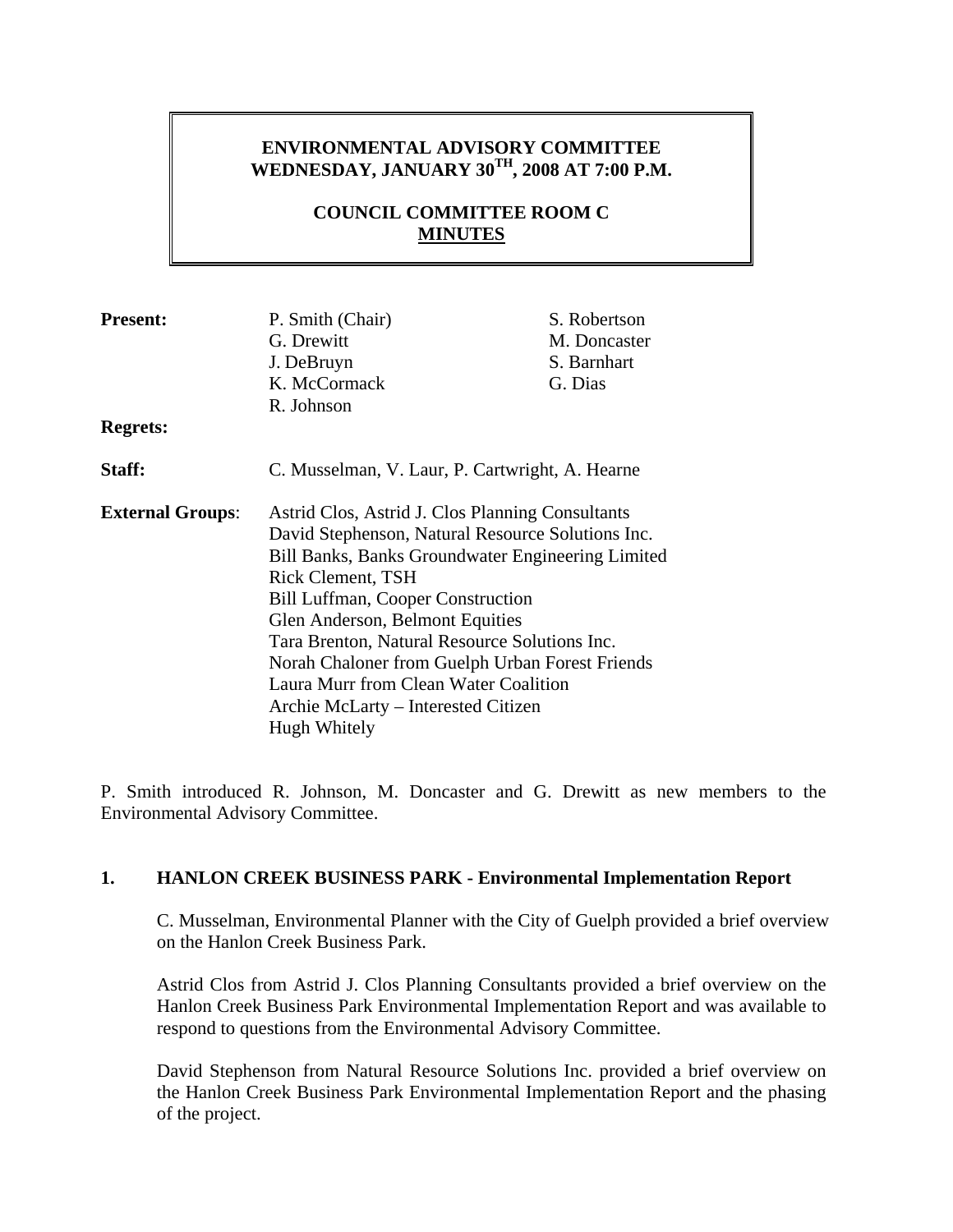**ENVIRONMENTAL ADVISORY COMMITTEE**
**WEDNESDAY, JANUARY 30TH, 2008 AT 7:00 P.M.**

**COUNCIL COMMITTEE ROOM C**
**MINUTES**

| | | |
|---|---|---|
| **Present:** | P. Smith (Chair) | S. Robertson |
| | G. Drewitt | M. Doncaster |
| | J. DeBruyn | S. Barnhart |
| | K. McCormack | G. Dias |
| | R. Johnson | |
| **Regrets:** | | |
| **Staff:** | C. Musselman, V. Laur, P. Cartwright, A. Hearne | |
| **External Groups**: | Astrid Clos, Astrid J. Clos Planning Consultants | |
| | David Stephenson, Natural Resource Solutions Inc. | |
| | Bill Banks, Banks Groundwater Engineering Limited | |
| | Rick Clement, TSH | |
| | Bill Luffman, Cooper Construction | |
| | Glen Anderson, Belmont Equities | |
| | Tara Brenton, Natural Resource Solutions Inc. | |
| | Norah Chaloner from Guelph Urban Forest Friends | |
| | Laura Murr from Clean Water Coalition | |
| | Archie McLarty – Interested Citizen | |
| | Hugh Whitely | |

P. Smith introduced R. Johnson, M. Doncaster and G. Drewitt as new members to the Environmental Advisory Committee.

## 1. HANLON CREEK BUSINESS PARK - Environmental Implementation Report

C. Musselman, Environmental Planner with the City of Guelph provided a brief overview on the Hanlon Creek Business Park.

Astrid Clos from Astrid J. Clos Planning Consultants provided a brief overview on the Hanlon Creek Business Park Environmental Implementation Report and was available to respond to questions from the Environmental Advisory Committee.

David Stephenson from Natural Resource Solutions Inc. provided a brief overview on the Hanlon Creek Business Park Environmental Implementation Report and the phasing of the project.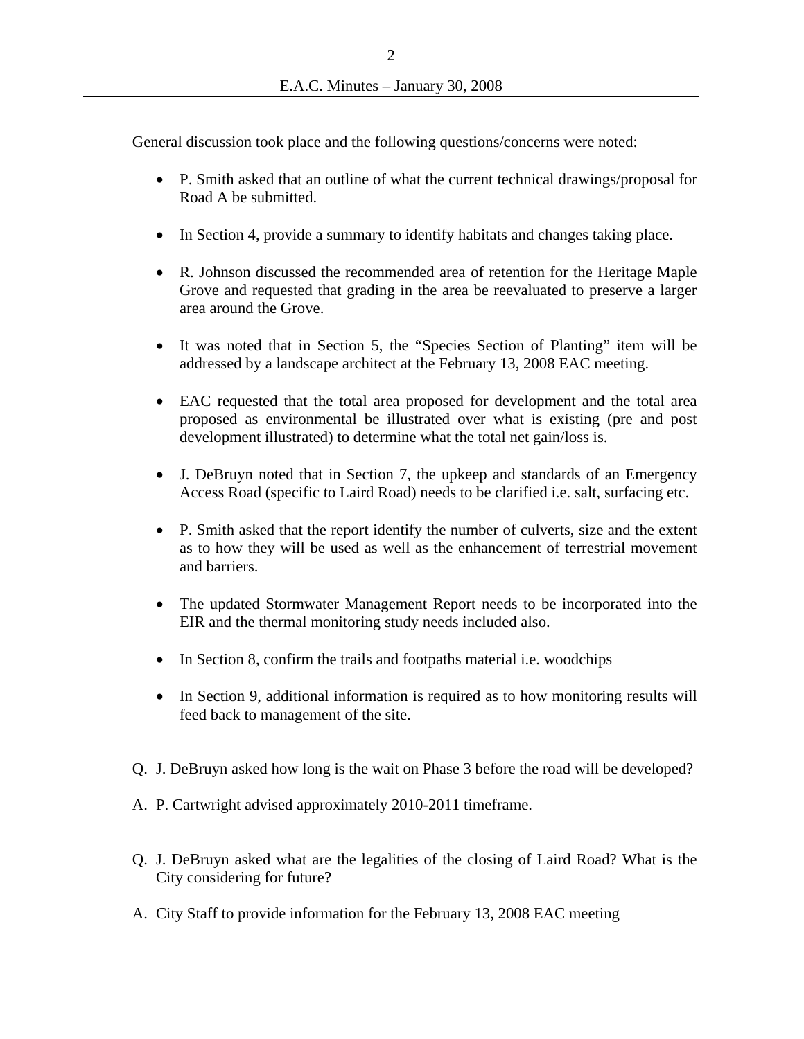General discussion took place and the following questions/concerns were noted:

- P. Smith asked that an outline of what the current technical drawings/proposal for Road A be submitted.
- In Section 4, provide a summary to identify habitats and changes taking place.
- R. Johnson discussed the recommended area of retention for the Heritage Maple Grove and requested that grading in the area be reevaluated to preserve a larger area around the Grove.
- It was noted that in Section 5, the "Species Section of Planting" item will be addressed by a landscape architect at the February 13, 2008 EAC meeting.
- EAC requested that the total area proposed for development and the total area proposed as environmental be illustrated over what is existing (pre and post development illustrated) to determine what the total net gain/loss is.
- J. DeBruyn noted that in Section 7, the upkeep and standards of an Emergency Access Road (specific to Laird Road) needs to be clarified i.e. salt, surfacing etc.
- P. Smith asked that the report identify the number of culverts, size and the extent as to how they will be used as well as the enhancement of terrestrial movement and barriers.
- The updated Stormwater Management Report needs to be incorporated into the EIR and the thermal monitoring study needs included also.
- In Section 8, confirm the trails and footpaths material i.e. woodchips
- In Section 9, additional information is required as to how monitoring results will feed back to management of the site.

Q. J. DeBruyn asked how long is the wait on Phase 3 before the road will be developed?

A. P. Cartwright advised approximately 2010-2011 timeframe.

Q. J. DeBruyn asked what are the legalities of the closing of Laird Road? What is the City considering for future?

A. City Staff to provide information for the February 13, 2008 EAC meeting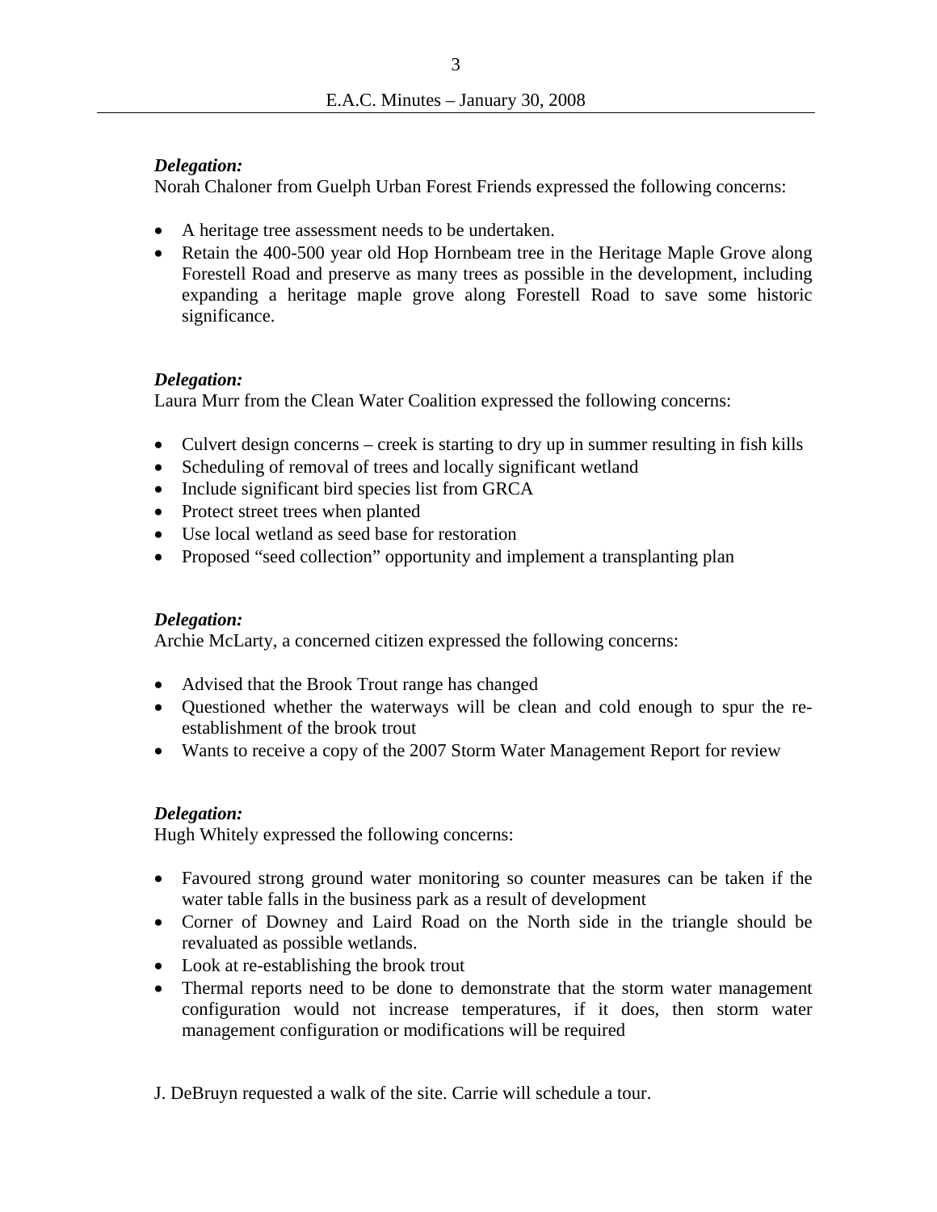***Delegation:***
Norah Chaloner from Guelph Urban Forest Friends expressed the following concerns:

- A heritage tree assessment needs to be undertaken.
- Retain the 400-500 year old Hop Hornbeam tree in the Heritage Maple Grove along Forestell Road and preserve as many trees as possible in the development, including expanding a heritage maple grove along Forestell Road to save some historic significance.

***Delegation:***
Laura Murr from the Clean Water Coalition expressed the following concerns:

- Culvert design concerns – creek is starting to dry up in summer resulting in fish kills
- Scheduling of removal of trees and locally significant wetland
- Include significant bird species list from GRCA
- Protect street trees when planted
- Use local wetland as seed base for restoration
- Proposed "seed collection" opportunity and implement a transplanting plan

***Delegation:***
Archie McLarty, a concerned citizen expressed the following concerns:

- Advised that the Brook Trout range has changed
- Questioned whether the waterways will be clean and cold enough to spur the re-establishment of the brook trout
- Wants to receive a copy of the 2007 Storm Water Management Report for review

***Delegation:***
Hugh Whitely expressed the following concerns:

- Favoured strong ground water monitoring so counter measures can be taken if the water table falls in the business park as a result of development
- Corner of Downey and Laird Road on the North side in the triangle should be revaluated as possible wetlands.
- Look at re-establishing the brook trout
- Thermal reports need to be done to demonstrate that the storm water management configuration would not increase temperatures, if it does, then storm water management configuration or modifications will be required

J. DeBruyn requested a walk of the site. Carrie will schedule a tour.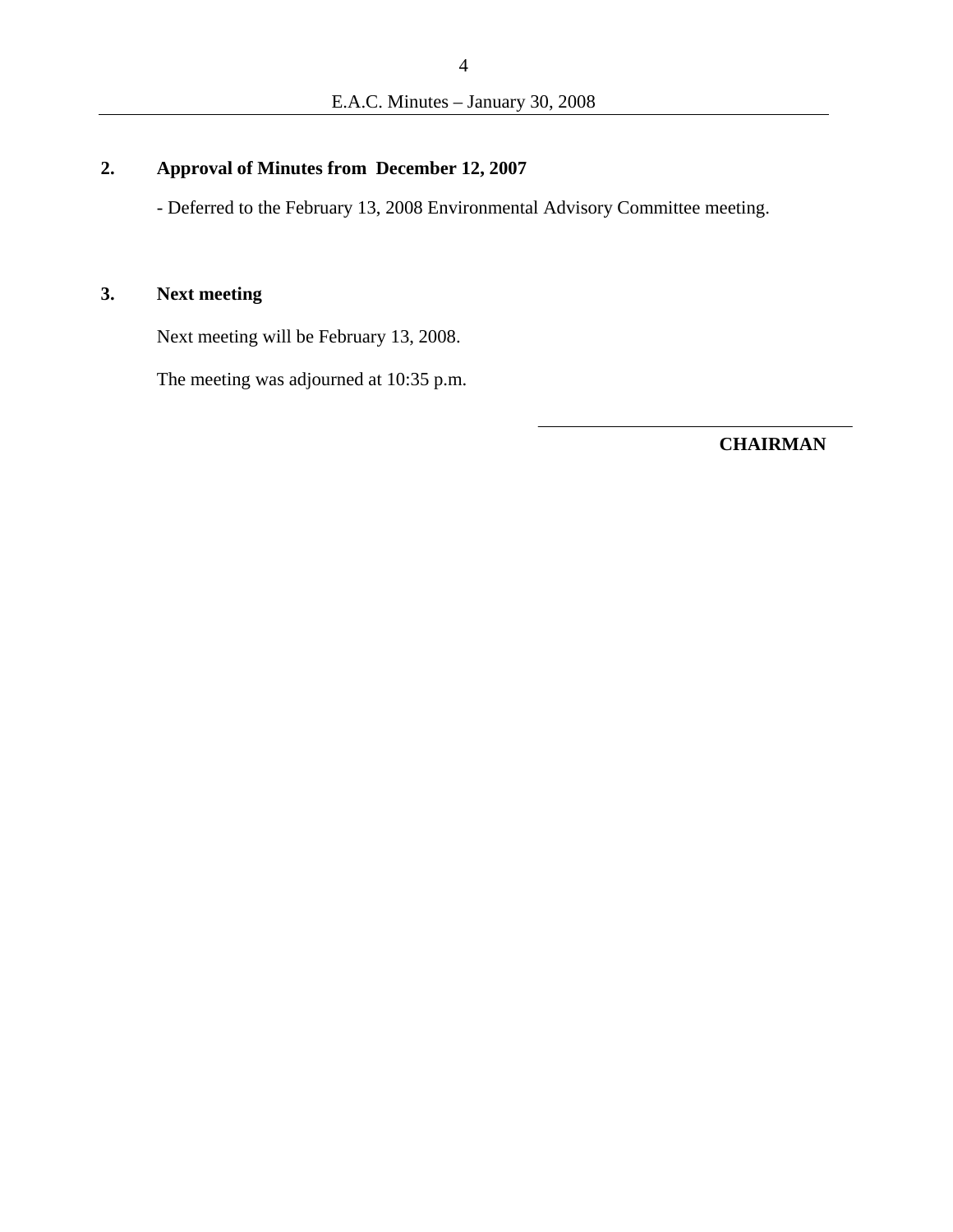## 2. Approval of Minutes from December 12, 2007

- Deferred to the February 13, 2008 Environmental Advisory Committee meeting.

## 3. Next meeting

Next meeting will be February 13, 2008.

The meeting was adjourned at 10:35 p.m.

\_\_\_\_\_\_\_\_\_\_\_\_\_\_\_\_\_\_\_\_\_\_\_\_\_\_\_\_\_\_\_\_\_\_\_\_

**CHAIRMAN**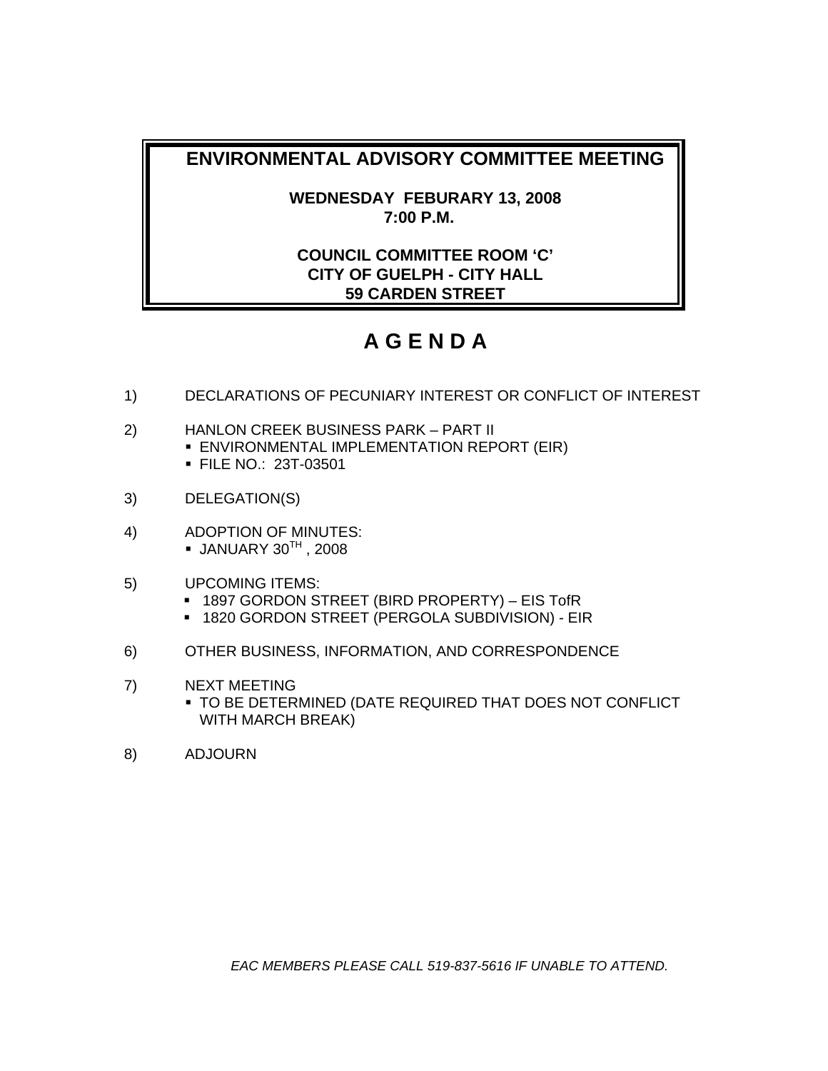# ENVIRONMENTAL ADVISORY COMMITTEE MEETING

**WEDNESDAY FEBURARY 13, 2008**
**7:00 P.M.**

**COUNCIL COMMITTEE ROOM 'C'**
**CITY OF GUELPH - CITY HALL**
**59 CARDEN STREET**

# A G E N D A

1) DECLARATIONS OF PECUNIARY INTEREST OR CONFLICT OF INTEREST

2) HANLON CREEK BUSINESS PARK – PART II
   - ENVIRONMENTAL IMPLEMENTATION REPORT (EIR)
   - FILE NO.: 23T-03501

3) DELEGATION(S)

4) ADOPTION OF MINUTES:
   - JANUARY 30TH , 2008

5) UPCOMING ITEMS:
   - 1897 GORDON STREET (BIRD PROPERTY) – EIS TofR
   - 1820 GORDON STREET (PERGOLA SUBDIVISION) - EIR

6) OTHER BUSINESS, INFORMATION, AND CORRESPONDENCE

7) NEXT MEETING
   - TO BE DETERMINED (DATE REQUIRED THAT DOES NOT CONFLICT WITH MARCH BREAK)

8) ADJOURN

*EAC MEMBERS PLEASE CALL 519-837-5616 IF UNABLE TO ATTEND.*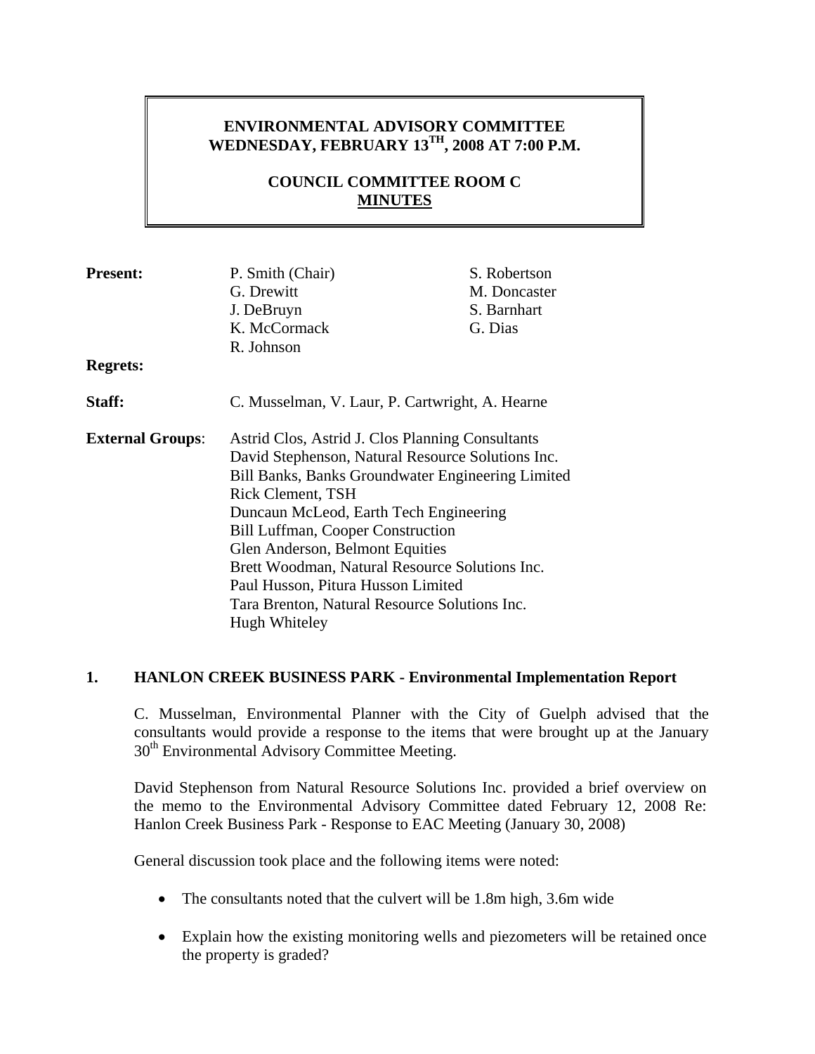**ENVIRONMENTAL ADVISORY COMMITTEE**
**WEDNESDAY, FEBRUARY 13TH, 2008 AT 7:00 P.M.**

**COUNCIL COMMITTEE ROOM C**
**MINUTES**

| | | |
|---|---|---|
| **Present:** | P. Smith (Chair) | S. Robertson |
| | G. Drewitt | M. Doncaster |
| | J. DeBruyn | S. Barnhart |
| | K. McCormack | G. Dias |
| | R. Johnson | |
| **Regrets:** | | |
| **Staff:** | C. Musselman, V. Laur, P. Cartwright, A. Hearne | |
| **External Groups**: | Astrid Clos, Astrid J. Clos Planning Consultants<br>David Stephenson, Natural Resource Solutions Inc.<br>Bill Banks, Banks Groundwater Engineering Limited<br>Rick Clement, TSH<br>Duncaun McLeod, Earth Tech Engineering<br>Bill Luffman, Cooper Construction<br>Glen Anderson, Belmont Equities<br>Brett Woodman, Natural Resource Solutions Inc.<br>Paul Husson, Pitura Husson Limited<br>Tara Brenton, Natural Resource Solutions Inc.<br>Hugh Whiteley | |

## 1. HANLON CREEK BUSINESS PARK - Environmental Implementation Report

C. Musselman, Environmental Planner with the City of Guelph advised that the consultants would provide a response to the items that were brought up at the January 30th Environmental Advisory Committee Meeting.

David Stephenson from Natural Resource Solutions Inc. provided a brief overview on the memo to the Environmental Advisory Committee dated February 12, 2008 Re: Hanlon Creek Business Park - Response to EAC Meeting (January 30, 2008)

General discussion took place and the following items were noted:

- The consultants noted that the culvert will be 1.8m high, 3.6m wide
- Explain how the existing monitoring wells and piezometers will be retained once the property is graded?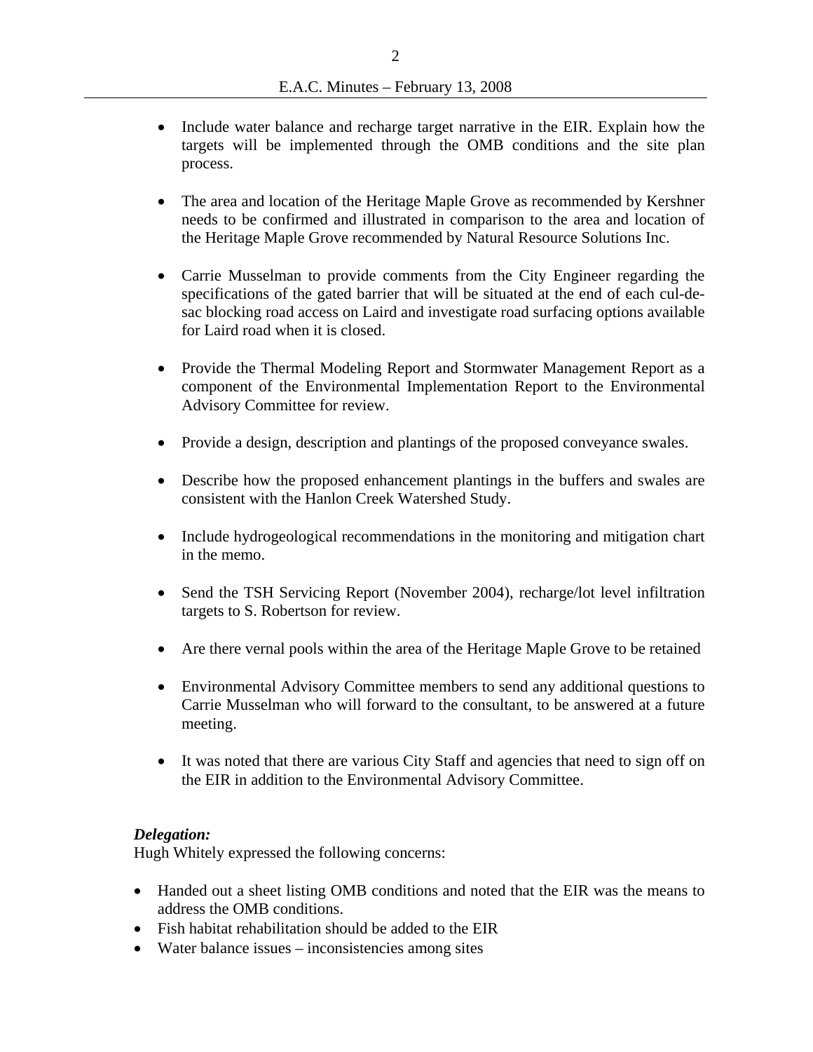- Include water balance and recharge target narrative in the EIR. Explain how the targets will be implemented through the OMB conditions and the site plan process.

- The area and location of the Heritage Maple Grove as recommended by Kershner needs to be confirmed and illustrated in comparison to the area and location of the Heritage Maple Grove recommended by Natural Resource Solutions Inc.

- Carrie Musselman to provide comments from the City Engineer regarding the specifications of the gated barrier that will be situated at the end of each cul-de-sac blocking road access on Laird and investigate road surfacing options available for Laird road when it is closed.

- Provide the Thermal Modeling Report and Stormwater Management Report as a component of the Environmental Implementation Report to the Environmental Advisory Committee for review.

- Provide a design, description and plantings of the proposed conveyance swales.

- Describe how the proposed enhancement plantings in the buffers and swales are consistent with the Hanlon Creek Watershed Study.

- Include hydrogeological recommendations in the monitoring and mitigation chart in the memo.

- Send the TSH Servicing Report (November 2004), recharge/lot level infiltration targets to S. Robertson for review.

- Are there vernal pools within the area of the Heritage Maple Grove to be retained

- Environmental Advisory Committee members to send any additional questions to Carrie Musselman who will forward to the consultant, to be answered at a future meeting.

- It was noted that there are various City Staff and agencies that need to sign off on the EIR in addition to the Environmental Advisory Committee.

***Delegation:***

Hugh Whitely expressed the following concerns:

- Handed out a sheet listing OMB conditions and noted that the EIR was the means to address the OMB conditions.
- Fish habitat rehabilitation should be added to the EIR
- Water balance issues – inconsistencies among sites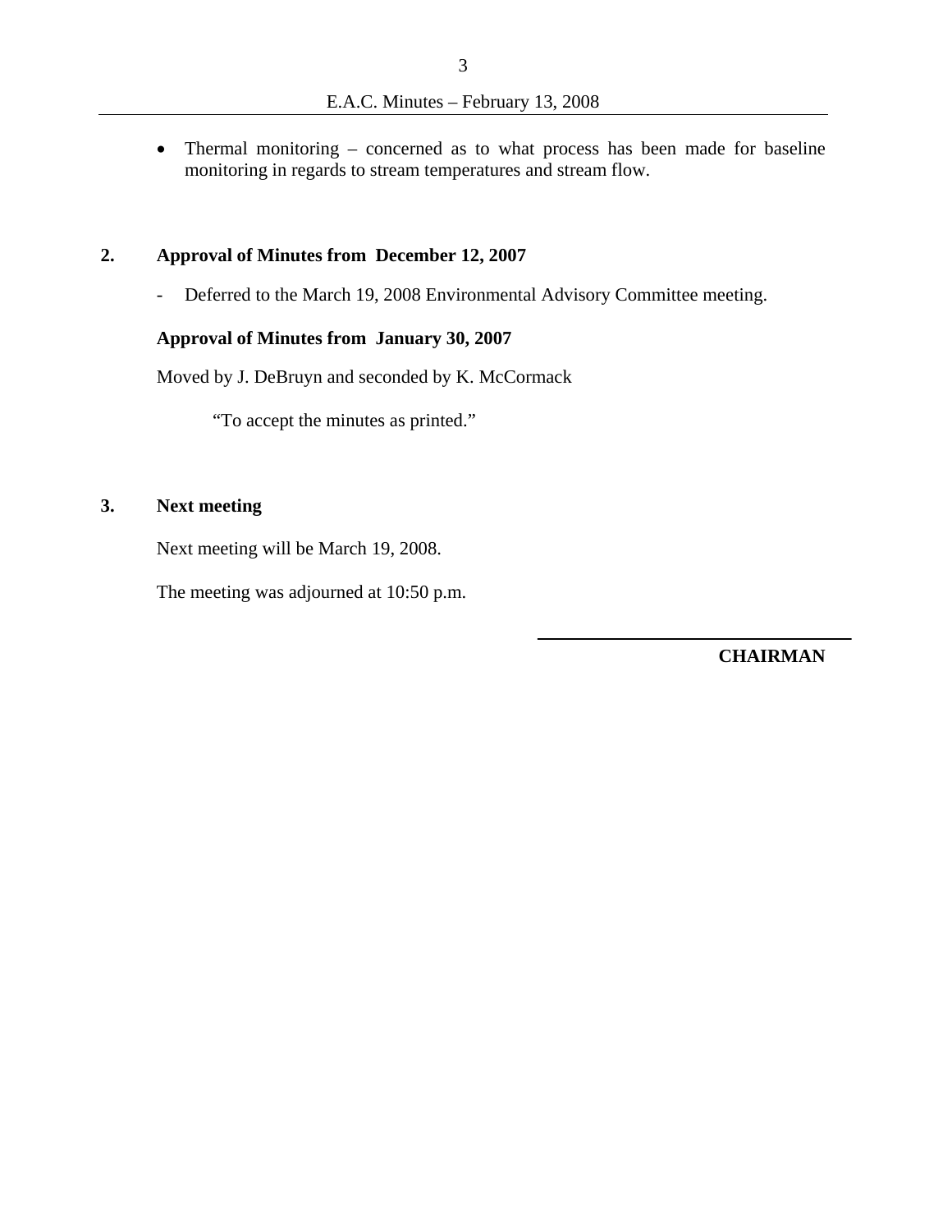- Thermal monitoring – concerned as to what process has been made for baseline monitoring in regards to stream temperatures and stream flow.

**2. Approval of Minutes from December 12, 2007**

- Deferred to the March 19, 2008 Environmental Advisory Committee meeting.

**Approval of Minutes from January 30, 2007**

Moved by J. DeBruyn and seconded by K. McCormack

"To accept the minutes as printed."

**3. Next meeting**

Next meeting will be March 19, 2008.

The meeting was adjourned at 10:50 p.m.

**CHAIRMAN**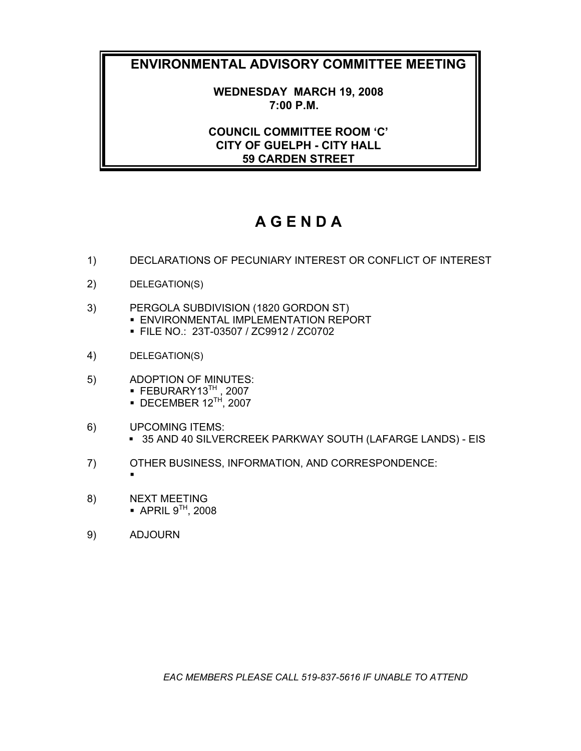# ENVIRONMENTAL ADVISORY COMMITTEE MEETING

**WEDNESDAY MARCH 19, 2008**
**7:00 P.M.**

**COUNCIL COMMITTEE ROOM 'C'**
**CITY OF GUELPH - CITY HALL**
**59 CARDEN STREET**

# A G E N D A

1) DECLARATIONS OF PECUNIARY INTEREST OR CONFLICT OF INTEREST

2) DELEGATION(S)

3) PERGOLA SUBDIVISION (1820 GORDON ST)
   - ENVIRONMENTAL IMPLEMENTATION REPORT
   - FILE NO.: 23T-03507 / ZC9912 / ZC0702

4) DELEGATION(S)

5) ADOPTION OF MINUTES:
   - FEBURARY13TH , 2007
   - DECEMBER 12TH, 2007

6) UPCOMING ITEMS:
   - 35 AND 40 SILVERCREEK PARKWAY SOUTH (LAFARGE LANDS) - EIS

7) OTHER BUSINESS, INFORMATION, AND CORRESPONDENCE:
   -

8) NEXT MEETING
   - APRIL 9TH, 2008

9) ADJOURN

*EAC MEMBERS PLEASE CALL 519-837-5616 IF UNABLE TO ATTEND*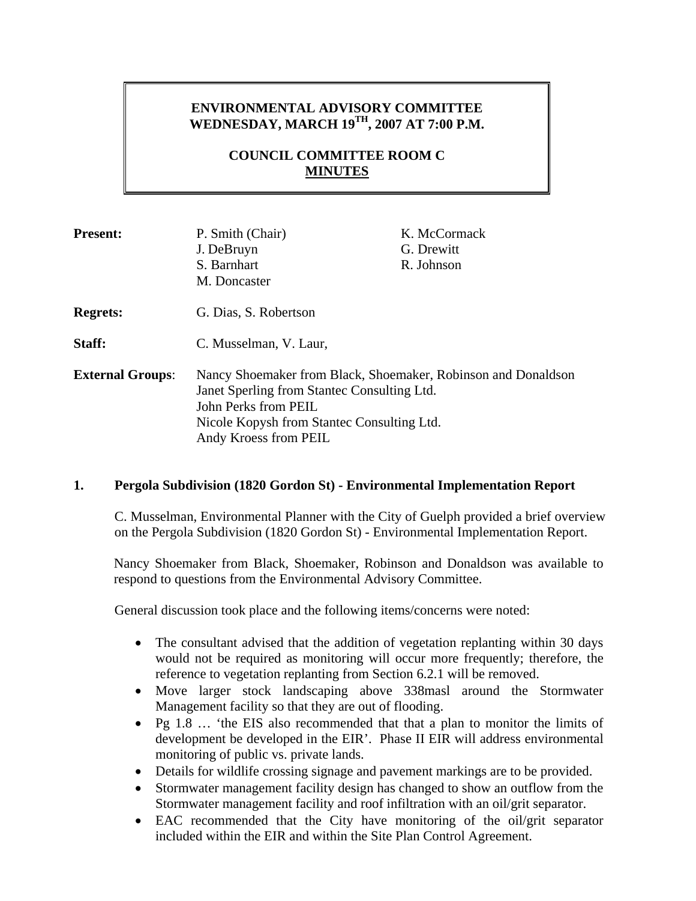**ENVIRONMENTAL ADVISORY COMMITTEE**
**WEDNESDAY, MARCH 19TH, 2007 AT 7:00 P.M.**

**COUNCIL COMMITTEE ROOM C**
**MINUTES**

| | | |
|---|---|---|
| **Present:** | P. Smith (Chair) | K. McCormack |
| | J. DeBruyn | G. Drewitt |
| | S. Barnhart | R. Johnson |
| | M. Doncaster | |
| **Regrets:** | G. Dias, S. Robertson | |
| **Staff:** | C. Musselman, V. Laur, | |
| **External Groups**: | Nancy Shoemaker from Black, Shoemaker, Robinson and Donaldson<br>Janet Sperling from Stantec Consulting Ltd.<br>John Perks from PEIL<br>Nicole Kopysh from Stantec Consulting Ltd.<br>Andy Kroess from PEIL | |

## 1. Pergola Subdivision (1820 Gordon St) - Environmental Implementation Report

C. Musselman, Environmental Planner with the City of Guelph provided a brief overview on the Pergola Subdivision (1820 Gordon St) - Environmental Implementation Report.

Nancy Shoemaker from Black, Shoemaker, Robinson and Donaldson was available to respond to questions from the Environmental Advisory Committee.

General discussion took place and the following items/concerns were noted:

- The consultant advised that the addition of vegetation replanting within 30 days would not be required as monitoring will occur more frequently; therefore, the reference to vegetation replanting from Section 6.2.1 will be removed.
- Move larger stock landscaping above 338masl around the Stormwater Management facility so that they are out of flooding.
- Pg 1.8 … 'the EIS also recommended that that a plan to monitor the limits of development be developed in the EIR'. Phase II EIR will address environmental monitoring of public vs. private lands.
- Details for wildlife crossing signage and pavement markings are to be provided.
- Stormwater management facility design has changed to show an outflow from the Stormwater management facility and roof infiltration with an oil/grit separator.
- EAC recommended that the City have monitoring of the oil/grit separator included within the EIR and within the Site Plan Control Agreement.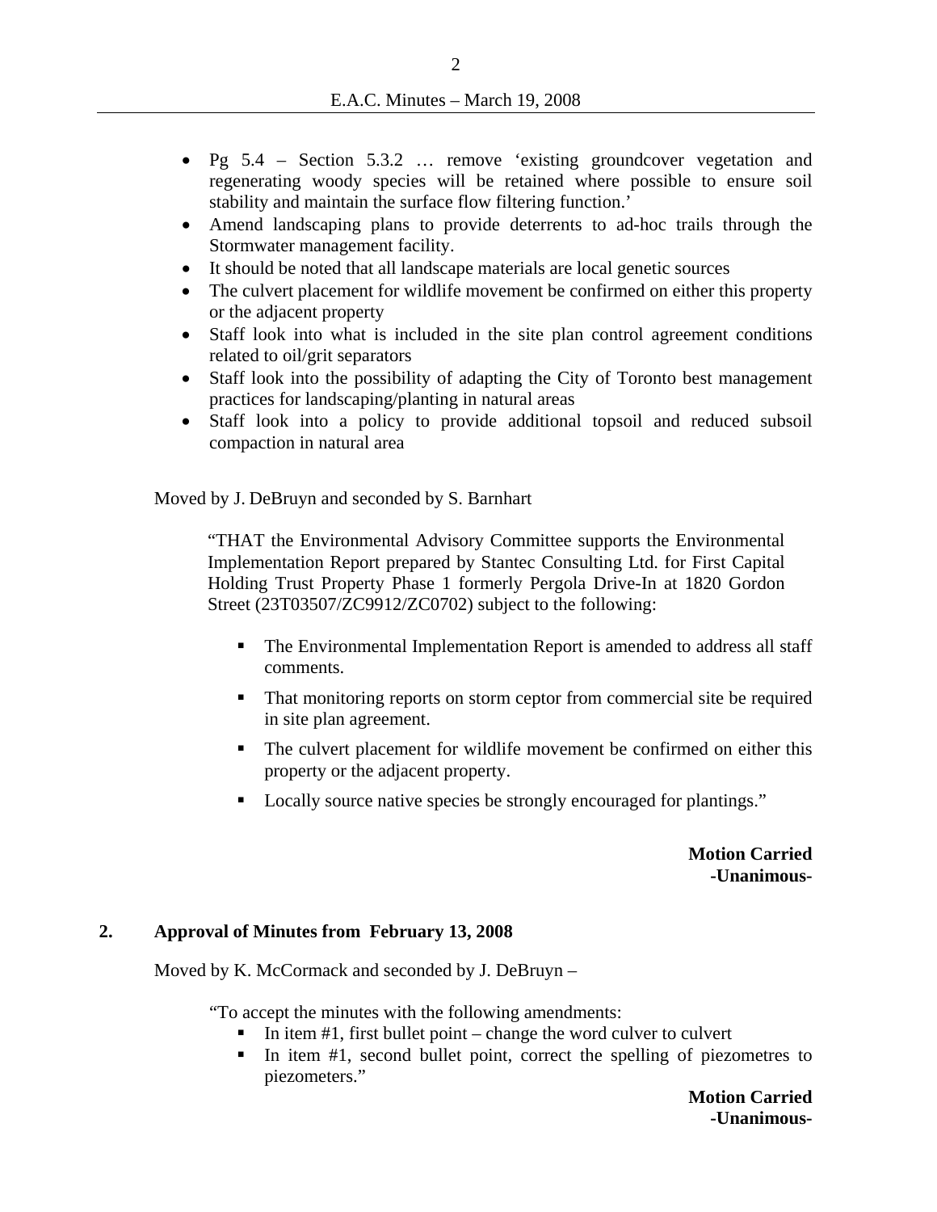- Pg 5.4 – Section 5.3.2 … remove 'existing groundcover vegetation and regenerating woody species will be retained where possible to ensure soil stability and maintain the surface flow filtering function.'
- Amend landscaping plans to provide deterrents to ad-hoc trails through the Stormwater management facility.
- It should be noted that all landscape materials are local genetic sources
- The culvert placement for wildlife movement be confirmed on either this property or the adjacent property
- Staff look into what is included in the site plan control agreement conditions related to oil/grit separators
- Staff look into the possibility of adapting the City of Toronto best management practices for landscaping/planting in natural areas
- Staff look into a policy to provide additional topsoil and reduced subsoil compaction in natural area

Moved by J. DeBruyn and seconded by S. Barnhart

> "THAT the Environmental Advisory Committee supports the Environmental Implementation Report prepared by Stantec Consulting Ltd. for First Capital Holding Trust Property Phase 1 formerly Pergola Drive-In at 1820 Gordon Street (23T03507/ZC9912/ZC0702) subject to the following:
>
> - The Environmental Implementation Report is amended to address all staff comments.
> - That monitoring reports on storm ceptor from commercial site be required in site plan agreement.
> - The culvert placement for wildlife movement be confirmed on either this property or the adjacent property.
> - Locally source native species be strongly encouraged for plantings."

**Motion Carried**
**-Unanimous-**

## 2. Approval of Minutes from February 13, 2008

Moved by K. McCormack and seconded by J. DeBruyn –

> "To accept the minutes with the following amendments:
> - In item #1, first bullet point – change the word culver to culvert
> - In item #1, second bullet point, correct the spelling of piezometres to piezometers."

**Motion Carried**
**-Unanimous-**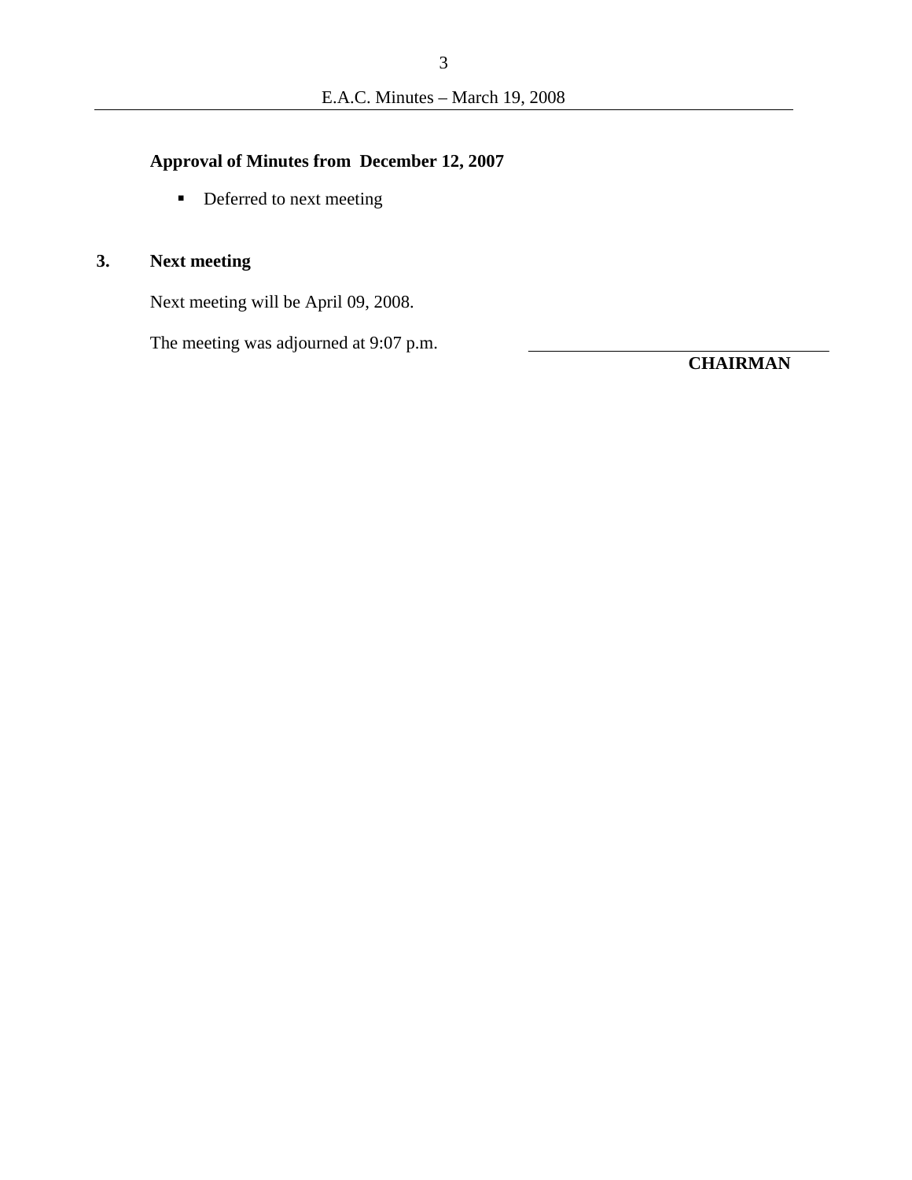**Approval of Minutes from December 12, 2007**

- Deferred to next meeting

**3. Next meeting**

Next meeting will be April 09, 2008.

The meeting was adjourned at 9:07 p.m.

\_\_\_\_\_\_\_\_\_\_\_\_\_\_\_\_\_\_\_\_\_\_\_\_\_\_\_\_\_\_\_\_\_\_\_\_

**CHAIRMAN**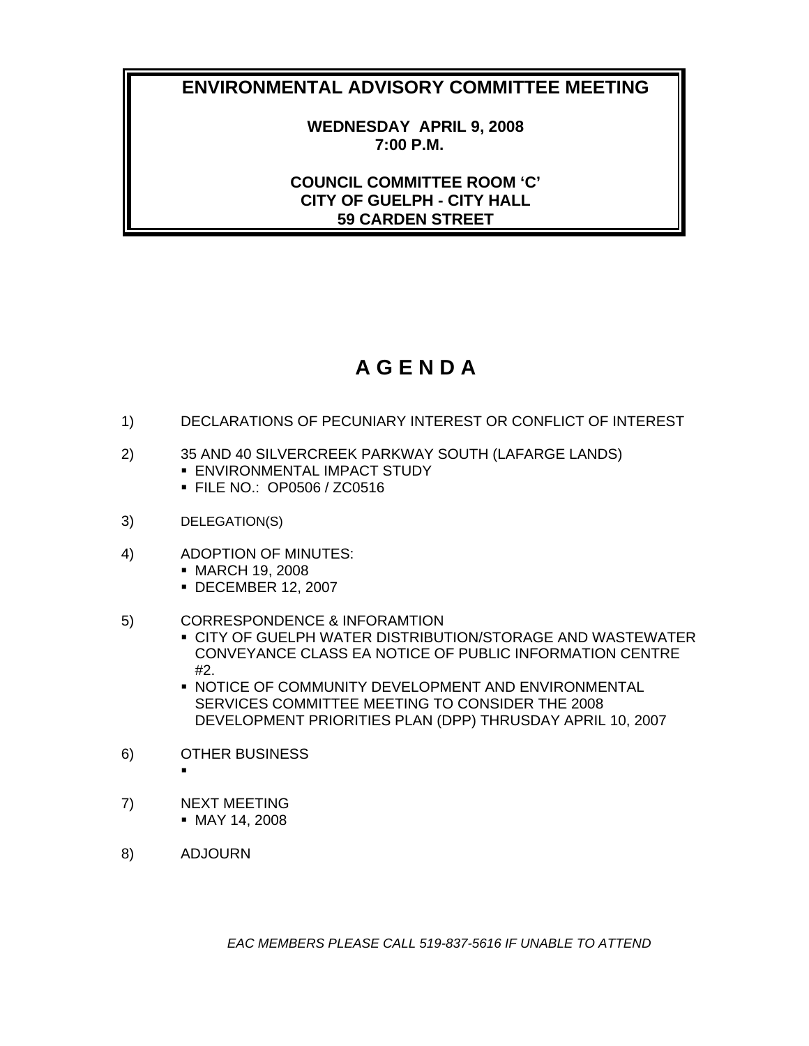# ENVIRONMENTAL ADVISORY COMMITTEE MEETING

**WEDNESDAY APRIL 9, 2008**
**7:00 P.M.**

**COUNCIL COMMITTEE ROOM 'C'**
**CITY OF GUELPH - CITY HALL**
**59 CARDEN STREET**

# A G E N D A

1) DECLARATIONS OF PECUNIARY INTEREST OR CONFLICT OF INTEREST

2) 35 AND 40 SILVERCREEK PARKWAY SOUTH (LAFARGE LANDS)
   - ENVIRONMENTAL IMPACT STUDY
   - FILE NO.: OP0506 / ZC0516

3) DELEGATION(S)

4) ADOPTION OF MINUTES:
   - MARCH 19, 2008
   - DECEMBER 12, 2007

5) CORRESPONDENCE & INFORAMTION
   - CITY OF GUELPH WATER DISTRIBUTION/STORAGE AND WASTEWATER CONVEYANCE CLASS EA NOTICE OF PUBLIC INFORMATION CENTRE #2.
   - NOTICE OF COMMUNITY DEVELOPMENT AND ENVIRONMENTAL SERVICES COMMITTEE MEETING TO CONSIDER THE 2008 DEVELOPMENT PRIORITIES PLAN (DPP) THRUSDAY APRIL 10, 2007

6) OTHER BUSINESS
   -

7) NEXT MEETING
   - MAY 14, 2008

8) ADJOURN

*EAC MEMBERS PLEASE CALL 519-837-5616 IF UNABLE TO ATTEND*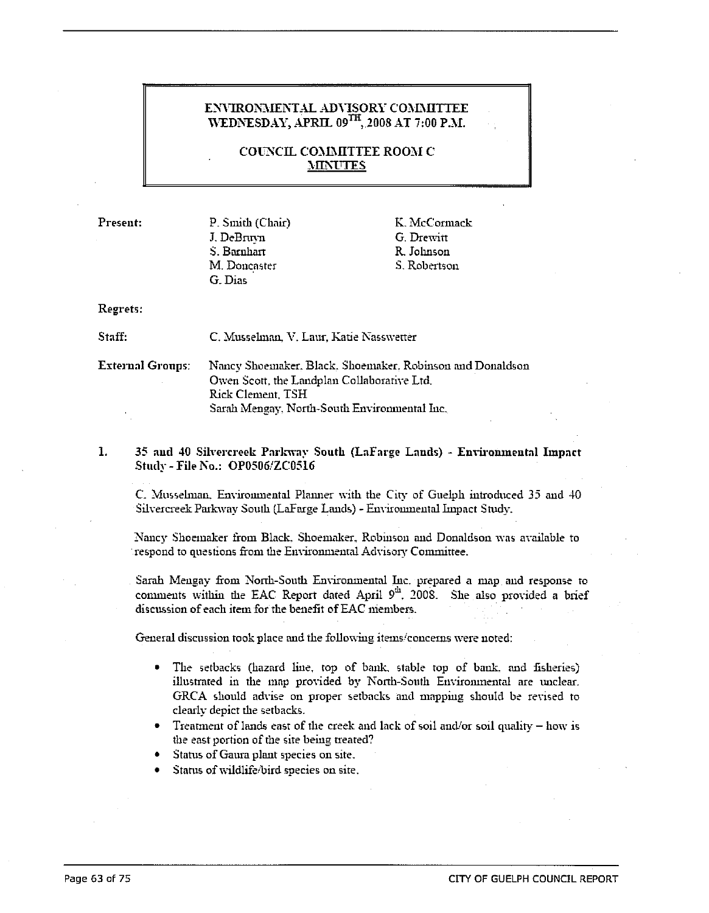# ENVIRONMENTAL ADVISORY COMMITTEE
## WEDNESDAY, APRIL 09TH, 2008 AT 7:00 P.M.

## COUNCIL COMMITTEE ROOM C
## MINUTES

**Present:** P. Smith (Chair), J. DeBruyn, S. Barnhart, M. Doncaster, G. Dias, K. McCormack, G. Drewitt, R. Johnson, S. Robertson

**Regrets:**

**Staff:** C. Musselman, V. Laur, Katie Nasswetter

**External Groups:** Nancy Shoemaker, Black, Shoemaker, Robinson and Donaldson
Owen Scott, the Landplan Collaborative Ltd.
Rick Clement, TSH
Sarah Mengay, North-South Environmental Inc.

**1. 35 and 40 Silvercreek Parkway South (LaFarge Lands) - Environmental Impact Study - File No.: OP0506/ZC0516**

C. Musselman, Environmental Planner with the City of Guelph introduced 35 and 40 Silvercreek Parkway South (LaFarge Lands) - Environmental Impact Study.

Nancy Shoemaker from Black, Shoemaker, Robinson and Donaldson was available to respond to questions from the Environmental Advisory Committee.

Sarah Mengay from North-South Environmental Inc. prepared a map and response to comments within the EAC Report dated April 9th, 2008. She also provided a brief discussion of each item for the benefit of EAC members.

General discussion took place and the following items/concerns were noted:

- The setbacks (hazard line, top of bank, stable top of bank, and fisheries) illustrated in the map provided by North-South Environmental are unclear. GRCA should advise on proper setbacks and mapping should be revised to clearly depict the setbacks.
- Treatment of lands east of the creek and lack of soil and/or soil quality – how is the east portion of the site being treated?
- Status of Gaura plant species on site.
- Status of wildlife/bird species on site.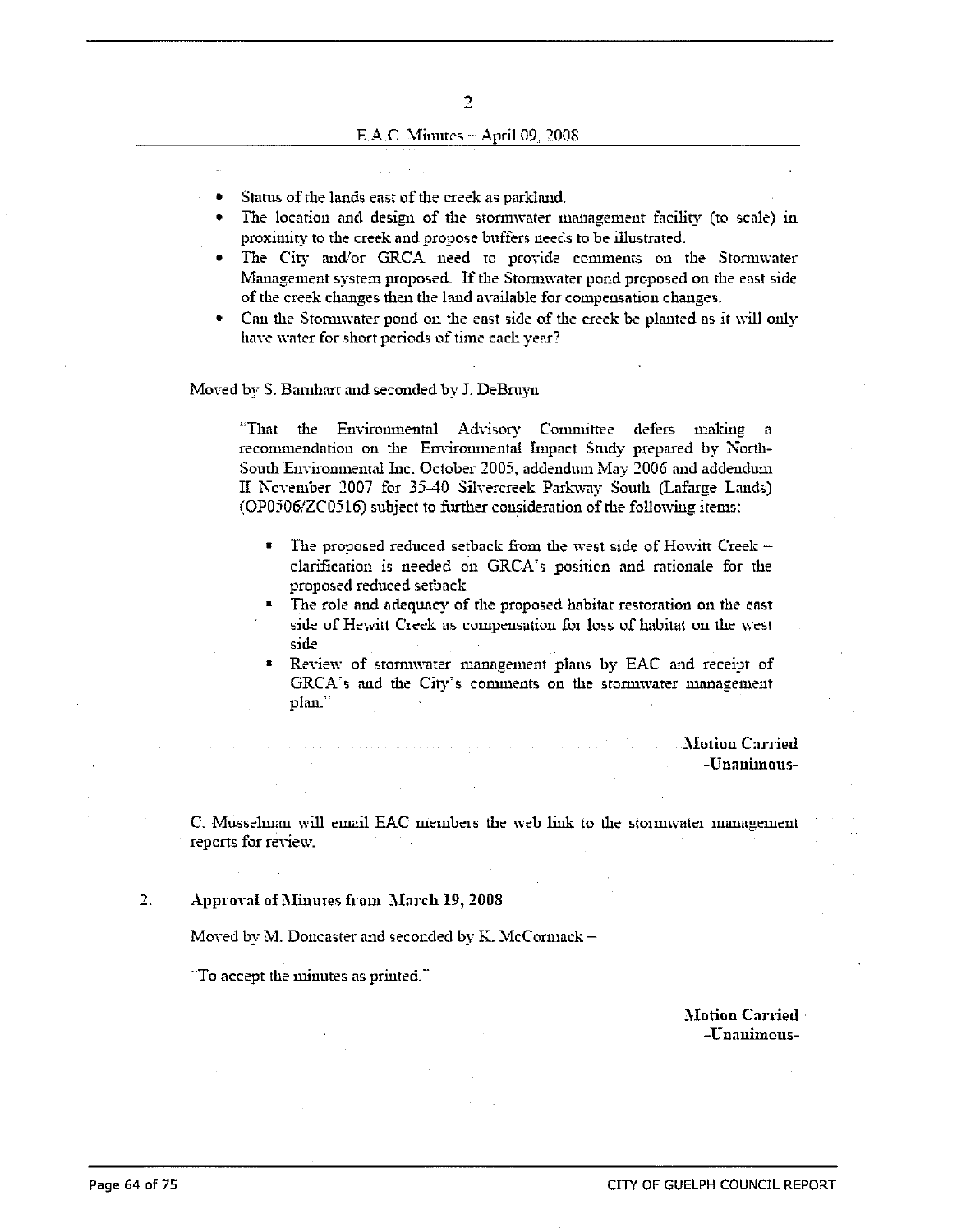- Status of the lands east of the creek as parkland.
- The location and design of the stormwater management facility (to scale) in proximity to the creek and propose buffers needs to be illustrated.
- The City and/or GRCA need to provide comments on the Stormwater Management system proposed. If the Stormwater pond proposed on the east side of the creek changes then the land available for compensation changes.
- Can the Stormwater pond on the east side of the creek be planted as it will only have water for short periods of time each year?

Moved by S. Barnhart and seconded by J. DeBruyn

"That the Environmental Advisory Committee defers making a recommendation on the Environmental Impact Study prepared by North-South Environmental Inc. October 2005, addendum May 2006 and addendum II November 2007 for 35-40 Silvercreek Parkway South (Lafarge Lands) (OP0506/ZC0516) subject to further consideration of the following items:

- The proposed reduced setback from the west side of Howitt Creek – clarification is needed on GRCA's position and rationale for the proposed reduced setback
- The role and adequacy of the proposed habitat restoration on the east side of Hewitt Creek as compensation for loss of habitat on the west side
- Review of stormwater management plans by EAC and receipt of GRCA's and the City's comments on the stormwater management plan."

**Motion Carried**
**-Unanimous-**

C. Musselman will email EAC members the web link to the stormwater management reports for review.

## 2. Approval of Minutes from March 19, 2008

Moved by M. Doncaster and seconded by K. McCormack –

"To accept the minutes as printed."

**Motion Carried**
**-Unanimous-**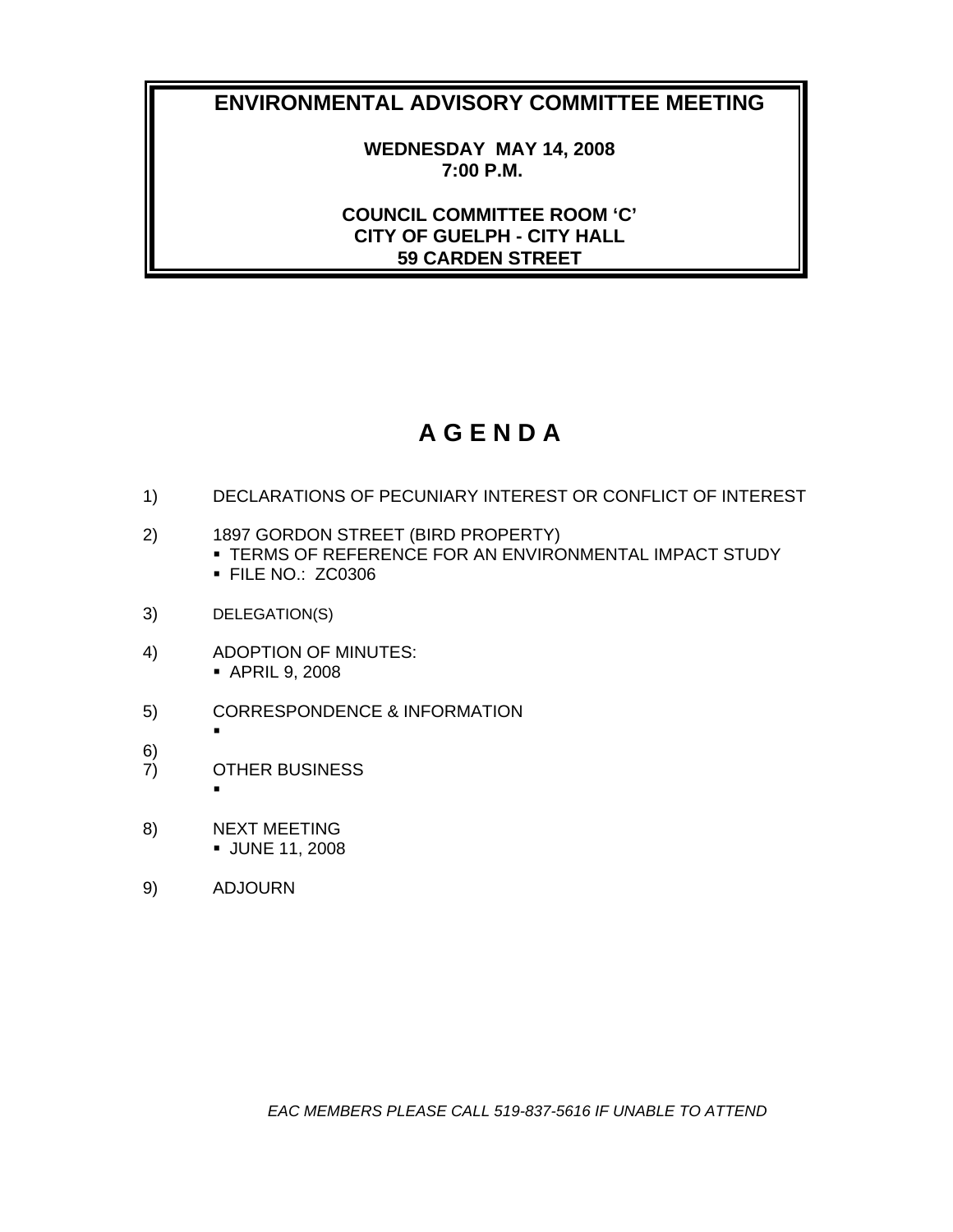# ENVIRONMENTAL ADVISORY COMMITTEE MEETING

**WEDNESDAY MAY 14, 2008**
**7:00 P.M.**

**COUNCIL COMMITTEE ROOM 'C'**
**CITY OF GUELPH - CITY HALL**
**59 CARDEN STREET**

# A G E N D A

1) DECLARATIONS OF PECUNIARY INTEREST OR CONFLICT OF INTEREST

2) 1897 GORDON STREET (BIRD PROPERTY)
   - TERMS OF REFERENCE FOR AN ENVIRONMENTAL IMPACT STUDY
   - FILE NO.: ZC0306

3) DELEGATION(S)

4) ADOPTION OF MINUTES:
   - APRIL 9, 2008

5) CORRESPONDENCE & INFORMATION
   -

6)

7) OTHER BUSINESS
   -

8) NEXT MEETING
   - JUNE 11, 2008

9) ADJOURN

*EAC MEMBERS PLEASE CALL 519-837-5616 IF UNABLE TO ATTEND*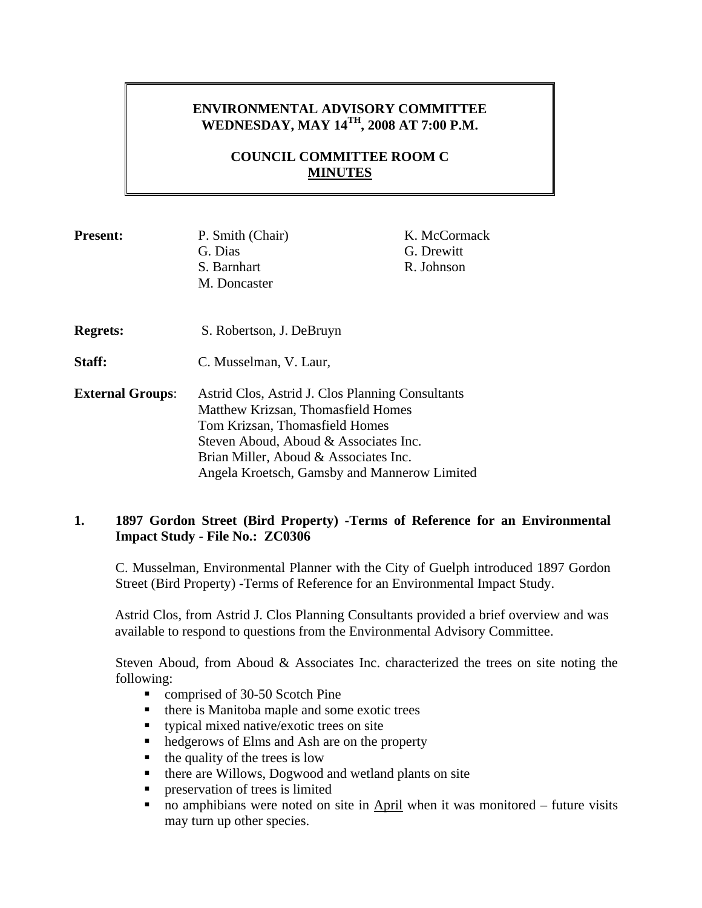**ENVIRONMENTAL ADVISORY COMMITTEE**
**WEDNESDAY, MAY 14TH, 2008 AT 7:00 P.M.**

**COUNCIL COMMITTEE ROOM C**
**MINUTES**

| | | |
|---|---|---|
| **Present:** | P. Smith (Chair) | K. McCormack |
| | G. Dias | G. Drewitt |
| | S. Barnhart | R. Johnson |
| | M. Doncaster | |

**Regrets:** S. Robertson, J. DeBruyn

**Staff:** C. Musselman, V. Laur,

**External Groups**:
Astrid Clos, Astrid J. Clos Planning Consultants
Matthew Krizsan, Thomasfield Homes
Tom Krizsan, Thomasfield Homes
Steven Aboud, Aboud & Associates Inc.
Brian Miller, Aboud & Associates Inc.
Angela Kroetsch, Gamsby and Mannerow Limited

## 1. 1897 Gordon Street (Bird Property) -Terms of Reference for an Environmental Impact Study - File No.: ZC0306

C. Musselman, Environmental Planner with the City of Guelph introduced 1897 Gordon Street (Bird Property) -Terms of Reference for an Environmental Impact Study.

Astrid Clos, from Astrid J. Clos Planning Consultants provided a brief overview and was available to respond to questions from the Environmental Advisory Committee.

Steven Aboud, from Aboud & Associates Inc. characterized the trees on site noting the following:

- comprised of 30-50 Scotch Pine
- there is Manitoba maple and some exotic trees
- typical mixed native/exotic trees on site
- hedgerows of Elms and Ash are on the property
- the quality of the trees is low
- there are Willows, Dogwood and wetland plants on site
- preservation of trees is limited
- no amphibians were noted on site in <u>April</u> when it was monitored – future visits may turn up other species.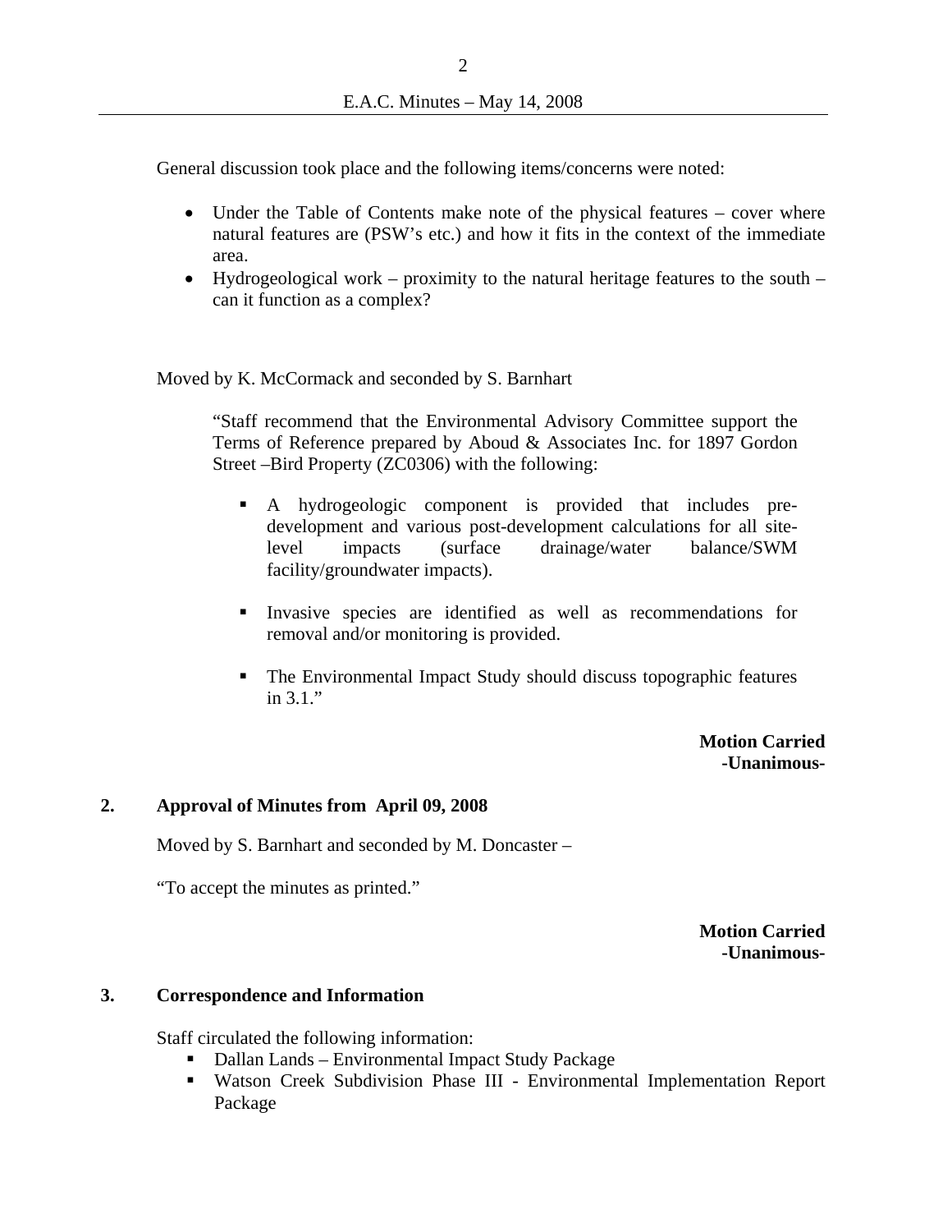General discussion took place and the following items/concerns were noted:

- Under the Table of Contents make note of the physical features – cover where natural features are (PSW's etc.) and how it fits in the context of the immediate area.
- Hydrogeological work – proximity to the natural heritage features to the south – can it function as a complex?

Moved by K. McCormack and seconded by S. Barnhart

> "Staff recommend that the Environmental Advisory Committee support the Terms of Reference prepared by Aboud & Associates Inc. for 1897 Gordon Street –Bird Property (ZC0306) with the following:
>
> - A hydrogeologic component is provided that includes pre-development and various post-development calculations for all site-level impacts (surface drainage/water balance/SWM facility/groundwater impacts).
> - Invasive species are identified as well as recommendations for removal and/or monitoring is provided.
> - The Environmental Impact Study should discuss topographic features in 3.1."

**Motion Carried**
**-Unanimous-**

## 2. Approval of Minutes from April 09, 2008

Moved by S. Barnhart and seconded by M. Doncaster –

"To accept the minutes as printed."

**Motion Carried**
**-Unanimous-**

## 3. Correspondence and Information

Staff circulated the following information:

- Dallan Lands – Environmental Impact Study Package
- Watson Creek Subdivision Phase III - Environmental Implementation Report Package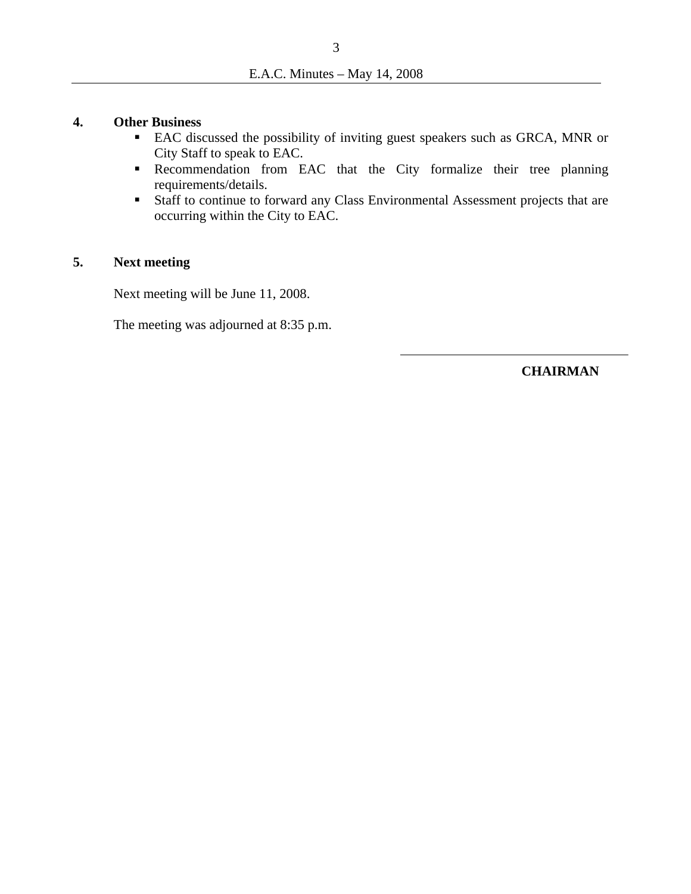**4. Other Business**

- EAC discussed the possibility of inviting guest speakers such as GRCA, MNR or City Staff to speak to EAC.
- Recommendation from EAC that the City formalize their tree planning requirements/details.
- Staff to continue to forward any Class Environmental Assessment projects that are occurring within the City to EAC.

**5. Next meeting**

Next meeting will be June 11, 2008.

The meeting was adjourned at 8:35 p.m.

\_\_\_\_\_\_\_\_\_\_\_\_\_\_\_\_\_\_\_\_\_\_\_\_\_\_\_\_\_\_

**CHAIRMAN**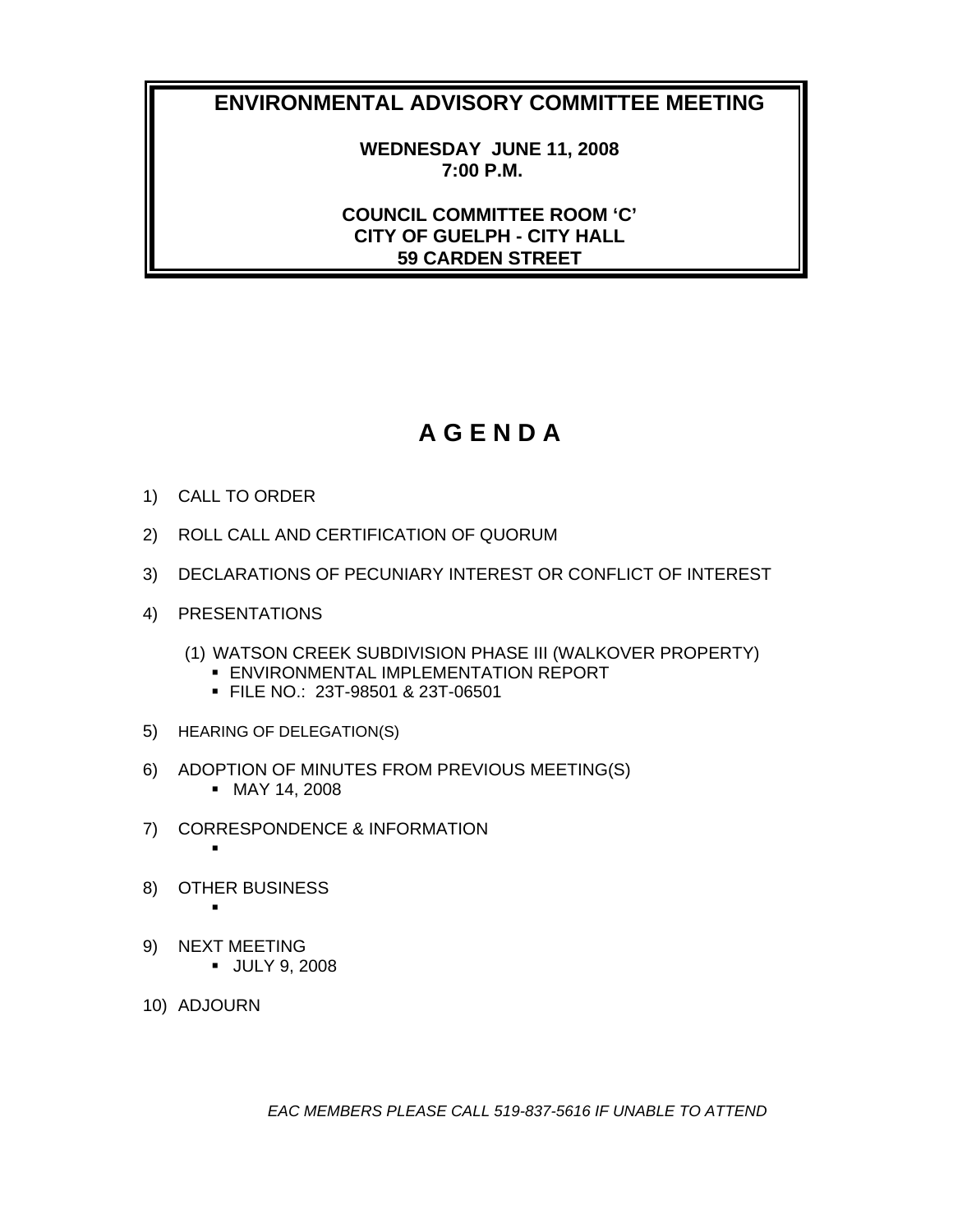# ENVIRONMENTAL ADVISORY COMMITTEE MEETING

**WEDNESDAY JUNE 11, 2008**
**7:00 P.M.**

**COUNCIL COMMITTEE ROOM 'C'**
**CITY OF GUELPH - CITY HALL**
**59 CARDEN STREET**

# A G E N D A

1) CALL TO ORDER

2) ROLL CALL AND CERTIFICATION OF QUORUM

3) DECLARATIONS OF PECUNIARY INTEREST OR CONFLICT OF INTEREST

4) PRESENTATIONS

   (1) WATSON CREEK SUBDIVISION PHASE III (WALKOVER PROPERTY)
   - ENVIRONMENTAL IMPLEMENTATION REPORT
   - FILE NO.: 23T-98501 & 23T-06501

5) HEARING OF DELEGATION(S)

6) ADOPTION OF MINUTES FROM PREVIOUS MEETING(S)
   - MAY 14, 2008

7) CORRESPONDENCE & INFORMATION
   -

8) OTHER BUSINESS
   -

9) NEXT MEETING
   - JULY 9, 2008

10) ADJOURN

*EAC MEMBERS PLEASE CALL 519-837-5616 IF UNABLE TO ATTEND*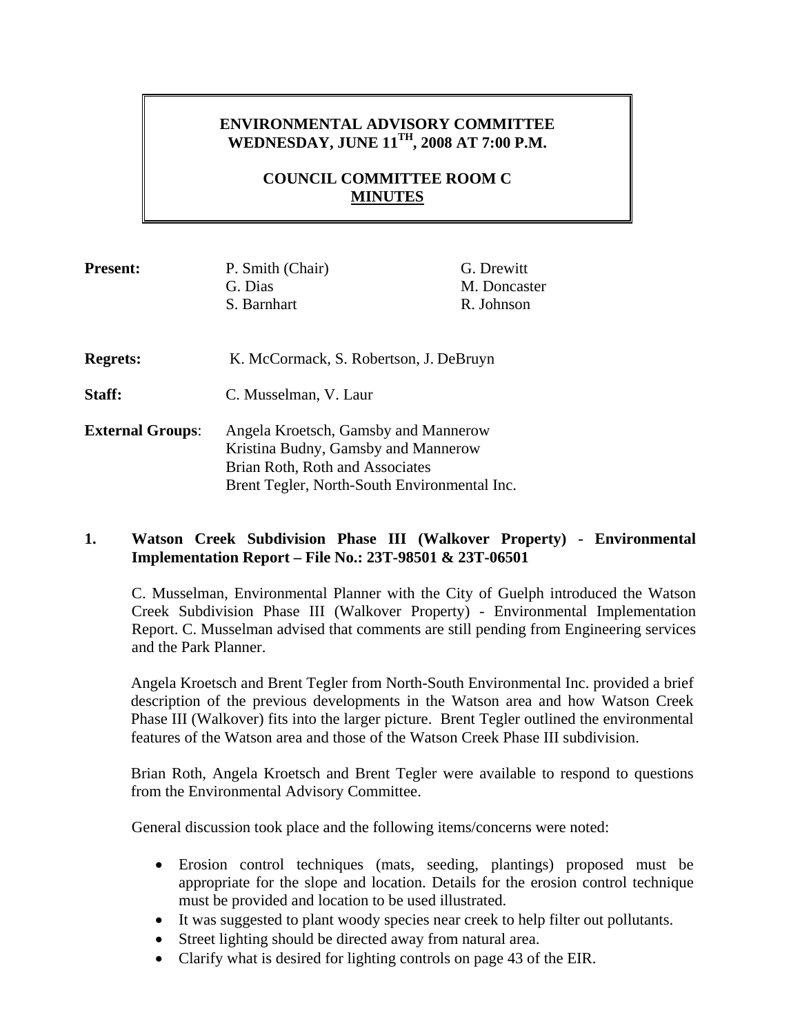**ENVIRONMENTAL ADVISORY COMMITTEE**
**WEDNESDAY, JUNE 11TH, 2008 AT 7:00 P.M.**

**COUNCIL COMMITTEE ROOM C**
**MINUTES**

| | | |
|---|---|---|
| **Present:** | P. Smith (Chair) | G. Drewitt |
| | G. Dias | M. Doncaster |
| | S. Barnhart | R. Johnson |

**Regrets:** K. McCormack, S. Robertson, J. DeBruyn

**Staff:** C. Musselman, V. Laur

**External Groups**: Angela Kroetsch, Gamsby and Mannerow
Kristina Budny, Gamsby and Mannerow
Brian Roth, Roth and Associates
Brent Tegler, North-South Environmental Inc.

## 1. Watson Creek Subdivision Phase III (Walkover Property) - Environmental Implementation Report – File No.: 23T-98501 & 23T-06501

C. Musselman, Environmental Planner with the City of Guelph introduced the Watson Creek Subdivision Phase III (Walkover Property) - Environmental Implementation Report. C. Musselman advised that comments are still pending from Engineering services and the Park Planner.

Angela Kroetsch and Brent Tegler from North-South Environmental Inc. provided a brief description of the previous developments in the Watson area and how Watson Creek Phase III (Walkover) fits into the larger picture. Brent Tegler outlined the environmental features of the Watson area and those of the Watson Creek Phase III subdivision.

Brian Roth, Angela Kroetsch and Brent Tegler were available to respond to questions from the Environmental Advisory Committee.

General discussion took place and the following items/concerns were noted:

- Erosion control techniques (mats, seeding, plantings) proposed must be appropriate for the slope and location. Details for the erosion control technique must be provided and location to be used illustrated.
- It was suggested to plant woody species near creek to help filter out pollutants.
- Street lighting should be directed away from natural area.
- Clarify what is desired for lighting controls on page 43 of the EIR.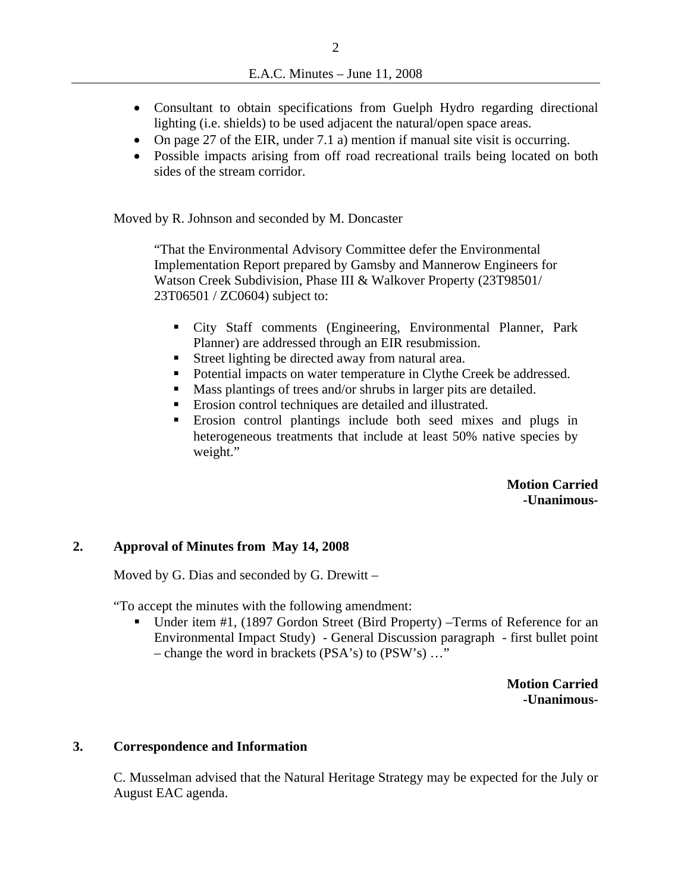- Consultant to obtain specifications from Guelph Hydro regarding directional lighting (i.e. shields) to be used adjacent the natural/open space areas.
- On page 27 of the EIR, under 7.1 a) mention if manual site visit is occurring.
- Possible impacts arising from off road recreational trails being located on both sides of the stream corridor.

Moved by R. Johnson and seconded by M. Doncaster

> "That the Environmental Advisory Committee defer the Environmental Implementation Report prepared by Gamsby and Mannerow Engineers for Watson Creek Subdivision, Phase III & Walkover Property (23T98501/ 23T06501 / ZC0604) subject to:
>
> - City Staff comments (Engineering, Environmental Planner, Park Planner) are addressed through an EIR resubmission.
> - Street lighting be directed away from natural area.
> - Potential impacts on water temperature in Clythe Creek be addressed.
> - Mass plantings of trees and/or shrubs in larger pits are detailed.
> - Erosion control techniques are detailed and illustrated.
> - Erosion control plantings include both seed mixes and plugs in heterogeneous treatments that include at least 50% native species by weight."

**Motion Carried**
**-Unanimous-**

## 2. Approval of Minutes from May 14, 2008

Moved by G. Dias and seconded by G. Drewitt –

"To accept the minutes with the following amendment:

- Under item #1, (1897 Gordon Street (Bird Property) –Terms of Reference for an Environmental Impact Study) - General Discussion paragraph - first bullet point – change the word in brackets (PSA's) to (PSW's) …"

**Motion Carried**
**-Unanimous-**

## 3. Correspondence and Information

C. Musselman advised that the Natural Heritage Strategy may be expected for the July or August EAC agenda.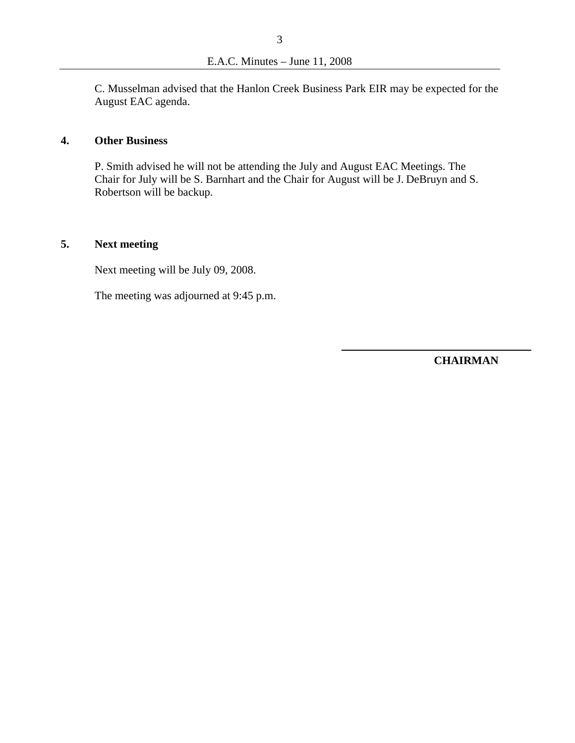C. Musselman advised that the Hanlon Creek Business Park EIR may be expected for the August EAC agenda.

## 4. Other Business

P. Smith advised he will not be attending the July and August EAC Meetings. The Chair for July will be S. Barnhart and the Chair for August will be J. DeBruyn and S. Robertson will be backup.

## 5. Next meeting

Next meeting will be July 09, 2008.

The meeting was adjourned at 9:45 p.m.

\_\_\_\_\_\_\_\_\_\_\_\_\_\_\_\_\_\_\_\_\_\_\_\_\_\_\_\_\_\_\_\_

**CHAIRMAN**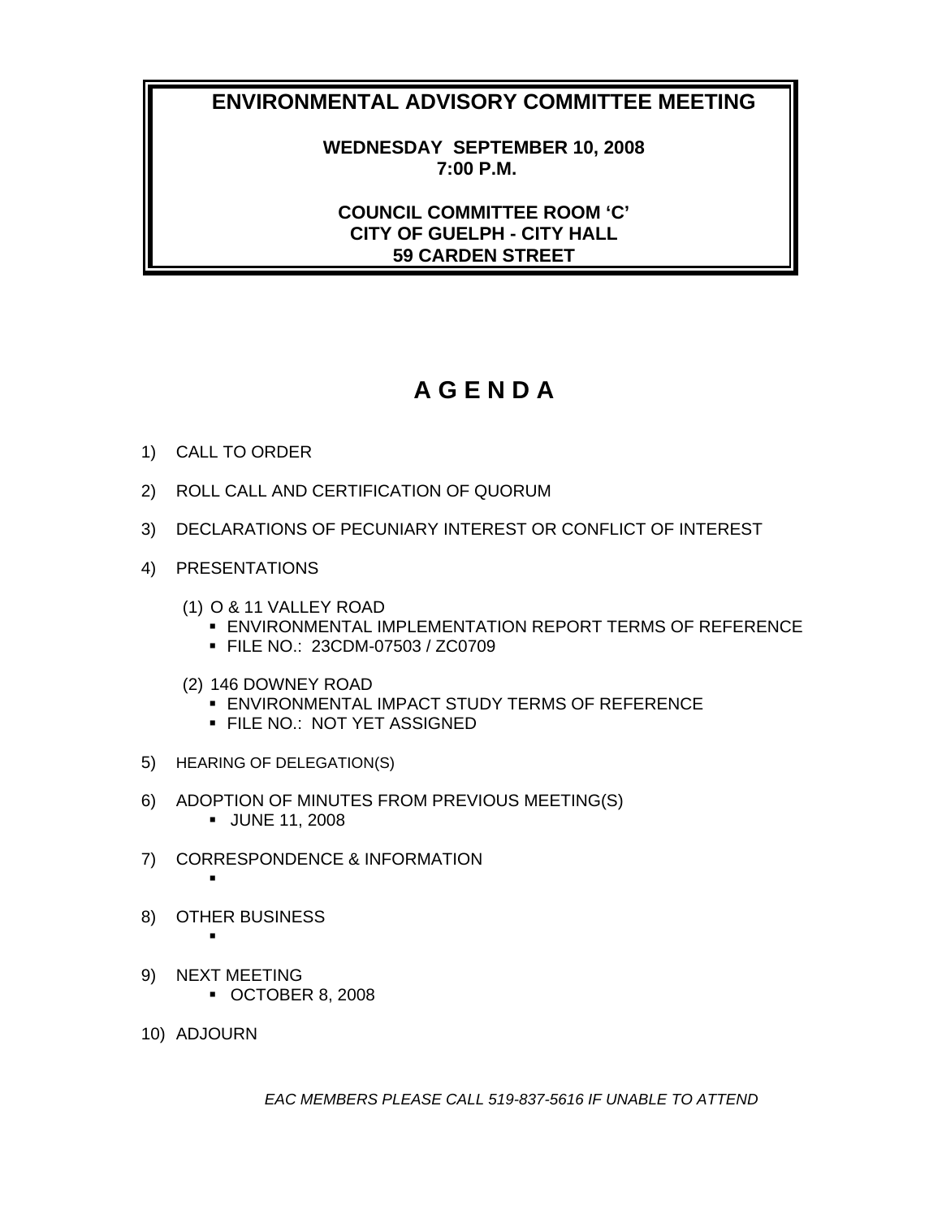# ENVIRONMENTAL ADVISORY COMMITTEE MEETING

**WEDNESDAY SEPTEMBER 10, 2008**
**7:00 P.M.**

**COUNCIL COMMITTEE ROOM 'C'**
**CITY OF GUELPH - CITY HALL**
**59 CARDEN STREET**

# A G E N D A

1) CALL TO ORDER

2) ROLL CALL AND CERTIFICATION OF QUORUM

3) DECLARATIONS OF PECUNIARY INTEREST OR CONFLICT OF INTEREST

4) PRESENTATIONS

   (1) O & 11 VALLEY ROAD
   - ENVIRONMENTAL IMPLEMENTATION REPORT TERMS OF REFERENCE
   - FILE NO.: 23CDM-07503 / ZC0709

   (2) 146 DOWNEY ROAD
   - ENVIRONMENTAL IMPACT STUDY TERMS OF REFERENCE
   - FILE NO.: NOT YET ASSIGNED

5) HEARING OF DELEGATION(S)

6) ADOPTION OF MINUTES FROM PREVIOUS MEETING(S)
   - JUNE 11, 2008

7) CORRESPONDENCE & INFORMATION
   -

8) OTHER BUSINESS
   -

9) NEXT MEETING
   - OCTOBER 8, 2008

10) ADJOURN

*EAC MEMBERS PLEASE CALL 519-837-5616 IF UNABLE TO ATTEND*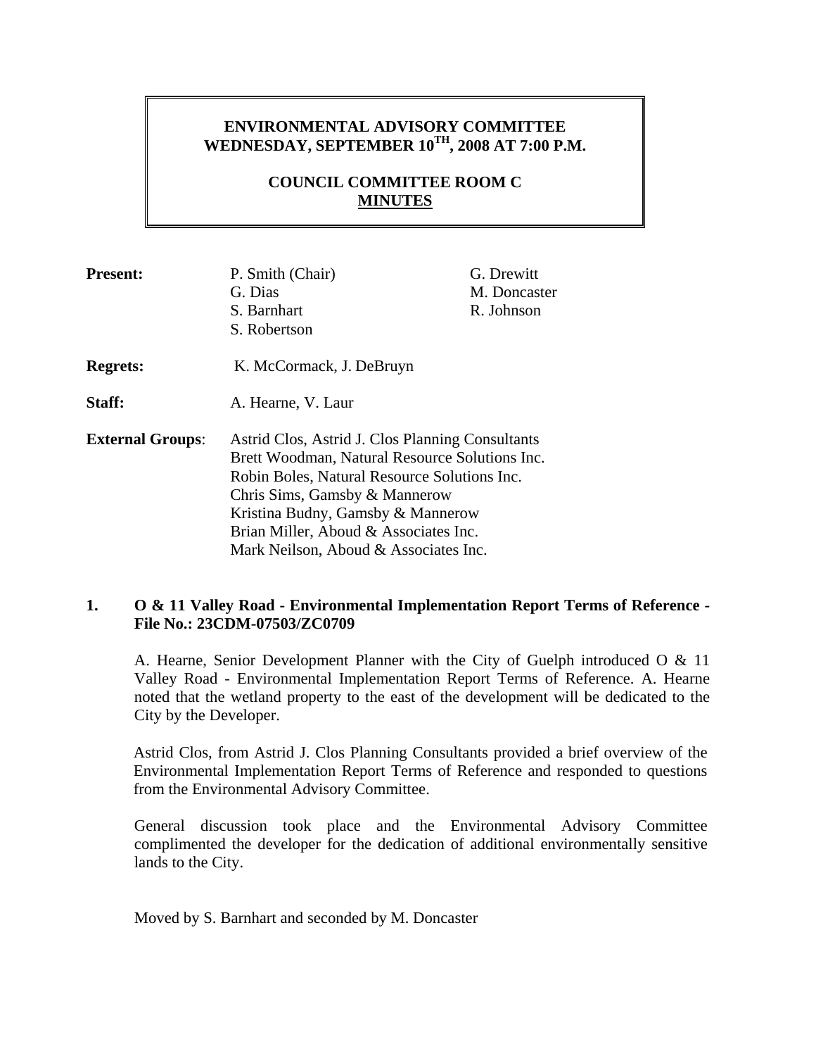**ENVIRONMENTAL ADVISORY COMMITTEE**
**WEDNESDAY, SEPTEMBER 10TH, 2008 AT 7:00 P.M.**

**COUNCIL COMMITTEE ROOM C**
**MINUTES**

| | | |
|---|---|---|
| **Present:** | P. Smith (Chair) | G. Drewitt |
| | G. Dias | M. Doncaster |
| | S. Barnhart | R. Johnson |
| | S. Robertson | |
| **Regrets:** | K. McCormack, J. DeBruyn | |
| **Staff:** | A. Hearne, V. Laur | |
| **External Groups:** | Astrid Clos, Astrid J. Clos Planning Consultants<br>Brett Woodman, Natural Resource Solutions Inc.<br>Robin Boles, Natural Resource Solutions Inc.<br>Chris Sims, Gamsby & Mannerow<br>Kristina Budny, Gamsby & Mannerow<br>Brian Miller, Aboud & Associates Inc.<br>Mark Neilson, Aboud & Associates Inc. | |

**1. O & 11 Valley Road - Environmental Implementation Report Terms of Reference - File No.: 23CDM-07503/ZC0709**

A. Hearne, Senior Development Planner with the City of Guelph introduced O & 11 Valley Road - Environmental Implementation Report Terms of Reference. A. Hearne noted that the wetland property to the east of the development will be dedicated to the City by the Developer.

Astrid Clos, from Astrid J. Clos Planning Consultants provided a brief overview of the Environmental Implementation Report Terms of Reference and responded to questions from the Environmental Advisory Committee.

General discussion took place and the Environmental Advisory Committee complimented the developer for the dedication of additional environmentally sensitive lands to the City.

Moved by S. Barnhart and seconded by M. Doncaster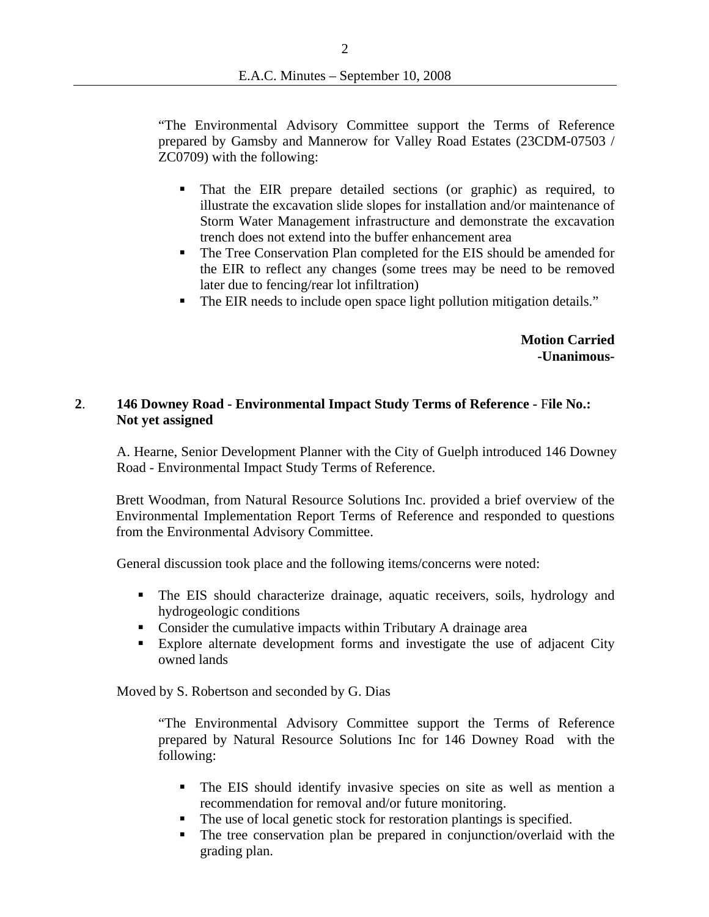"The Environmental Advisory Committee support the Terms of Reference prepared by Gamsby and Mannerow for Valley Road Estates (23CDM-07503 / ZC0709) with the following:

- That the EIR prepare detailed sections (or graphic) as required, to illustrate the excavation slide slopes for installation and/or maintenance of Storm Water Management infrastructure and demonstrate the excavation trench does not extend into the buffer enhancement area
- The Tree Conservation Plan completed for the EIS should be amended for the EIR to reflect any changes (some trees may be need to be removed later due to fencing/rear lot infiltration)
- The EIR needs to include open space light pollution mitigation details."

**Motion Carried**
**-Unanimous-**

**2. 146 Downey Road - Environmental Impact Study Terms of Reference - File No.: Not yet assigned**

A. Hearne, Senior Development Planner with the City of Guelph introduced 146 Downey Road - Environmental Impact Study Terms of Reference.

Brett Woodman, from Natural Resource Solutions Inc. provided a brief overview of the Environmental Implementation Report Terms of Reference and responded to questions from the Environmental Advisory Committee.

General discussion took place and the following items/concerns were noted:

- The EIS should characterize drainage, aquatic receivers, soils, hydrology and hydrogeologic conditions
- Consider the cumulative impacts within Tributary A drainage area
- Explore alternate development forms and investigate the use of adjacent City owned lands

Moved by S. Robertson and seconded by G. Dias

"The Environmental Advisory Committee support the Terms of Reference prepared by Natural Resource Solutions Inc for 146 Downey Road with the following:

- The EIS should identify invasive species on site as well as mention a recommendation for removal and/or future monitoring.
- The use of local genetic stock for restoration plantings is specified.
- The tree conservation plan be prepared in conjunction/overlaid with the grading plan.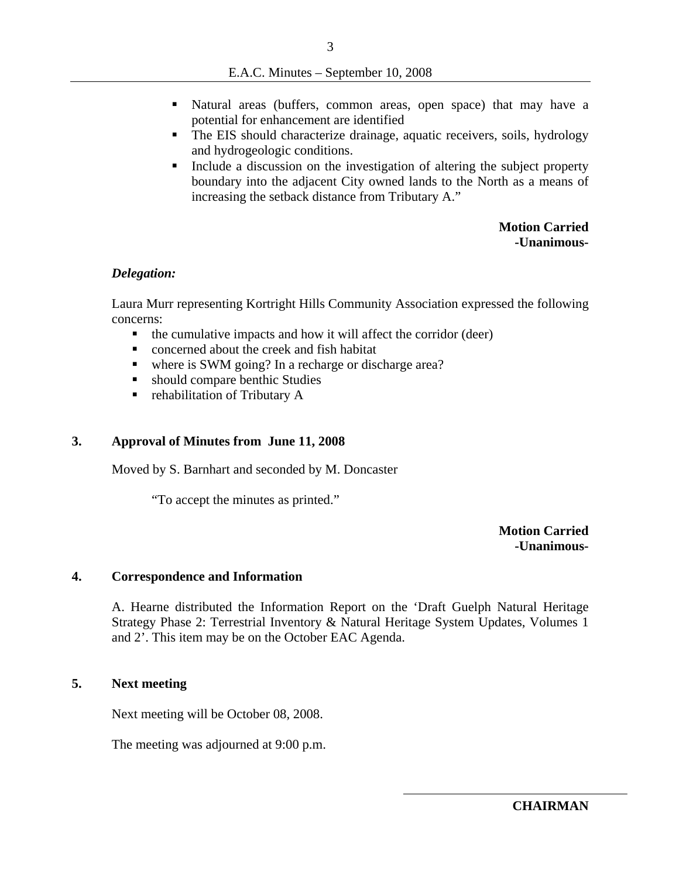- Natural areas (buffers, common areas, open space) that may have a potential for enhancement are identified
- The EIS should characterize drainage, aquatic receivers, soils, hydrology and hydrogeologic conditions.
- Include a discussion on the investigation of altering the subject property boundary into the adjacent City owned lands to the North as a means of increasing the setback distance from Tributary A."

**Motion Carried**
**-Unanimous-**

***Delegation:***

Laura Murr representing Kortright Hills Community Association expressed the following concerns:

- the cumulative impacts and how it will affect the corridor (deer)
- concerned about the creek and fish habitat
- where is SWM going? In a recharge or discharge area?
- should compare benthic Studies
- rehabilitation of Tributary A

## 3. Approval of Minutes from June 11, 2008

Moved by S. Barnhart and seconded by M. Doncaster

"To accept the minutes as printed."

**Motion Carried**
**-Unanimous-**

## 4. Correspondence and Information

A. Hearne distributed the Information Report on the 'Draft Guelph Natural Heritage Strategy Phase 2: Terrestrial Inventory & Natural Heritage System Updates, Volumes 1 and 2'. This item may be on the October EAC Agenda.

## 5. Next meeting

Next meeting will be October 08, 2008.

The meeting was adjourned at 9:00 p.m.

**CHAIRMAN**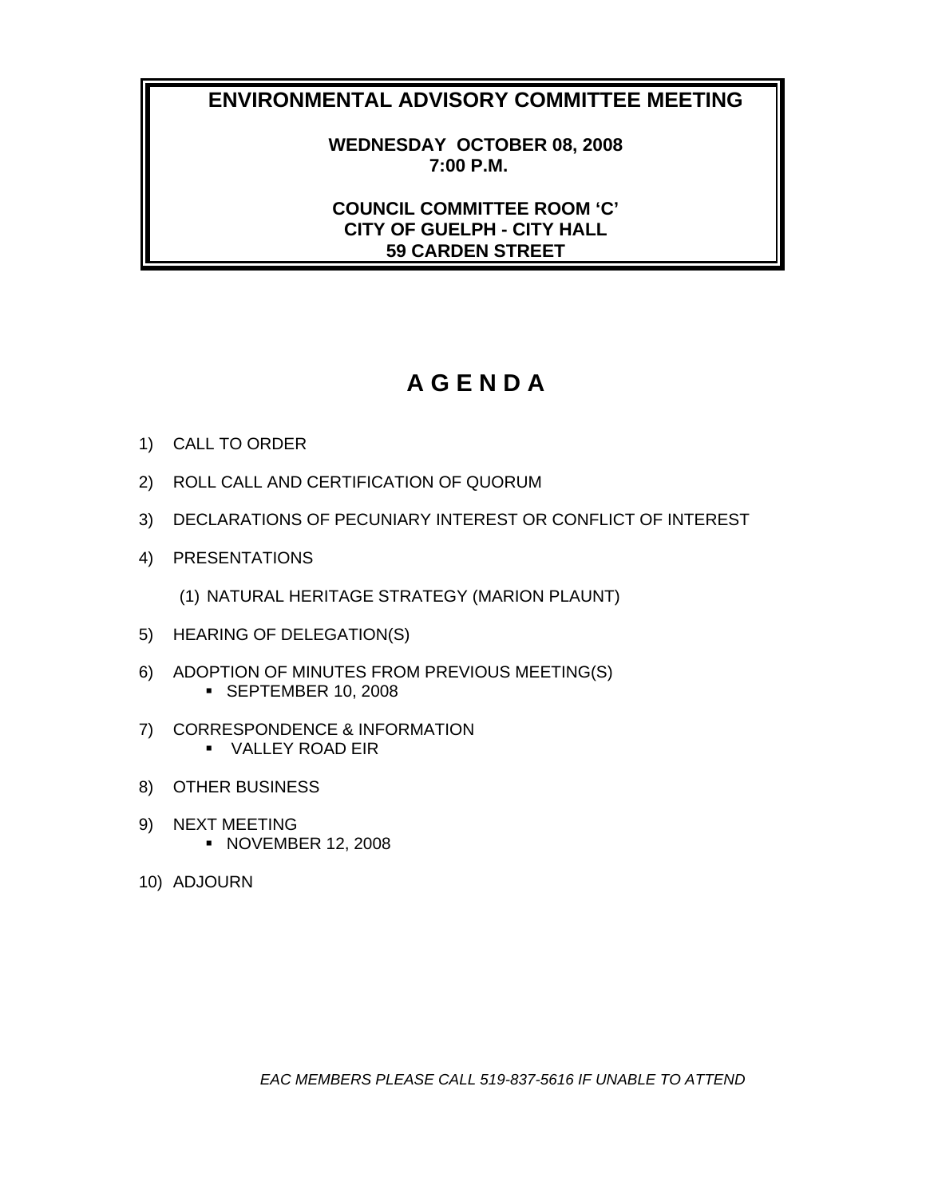# ENVIRONMENTAL ADVISORY COMMITTEE MEETING

**WEDNESDAY OCTOBER 08, 2008**
**7:00 P.M.**

**COUNCIL COMMITTEE ROOM 'C'**
**CITY OF GUELPH - CITY HALL**
**59 CARDEN STREET**

# A G E N D A

1) CALL TO ORDER

2) ROLL CALL AND CERTIFICATION OF QUORUM

3) DECLARATIONS OF PECUNIARY INTEREST OR CONFLICT OF INTEREST

4) PRESENTATIONS

   (1) NATURAL HERITAGE STRATEGY (MARION PLAUNT)

5) HEARING OF DELEGATION(S)

6) ADOPTION OF MINUTES FROM PREVIOUS MEETING(S)
   - SEPTEMBER 10, 2008

7) CORRESPONDENCE & INFORMATION
   - VALLEY ROAD EIR

8) OTHER BUSINESS

9) NEXT MEETING
   - NOVEMBER 12, 2008

10) ADJOURN

*EAC MEMBERS PLEASE CALL 519-837-5616 IF UNABLE TO ATTEND*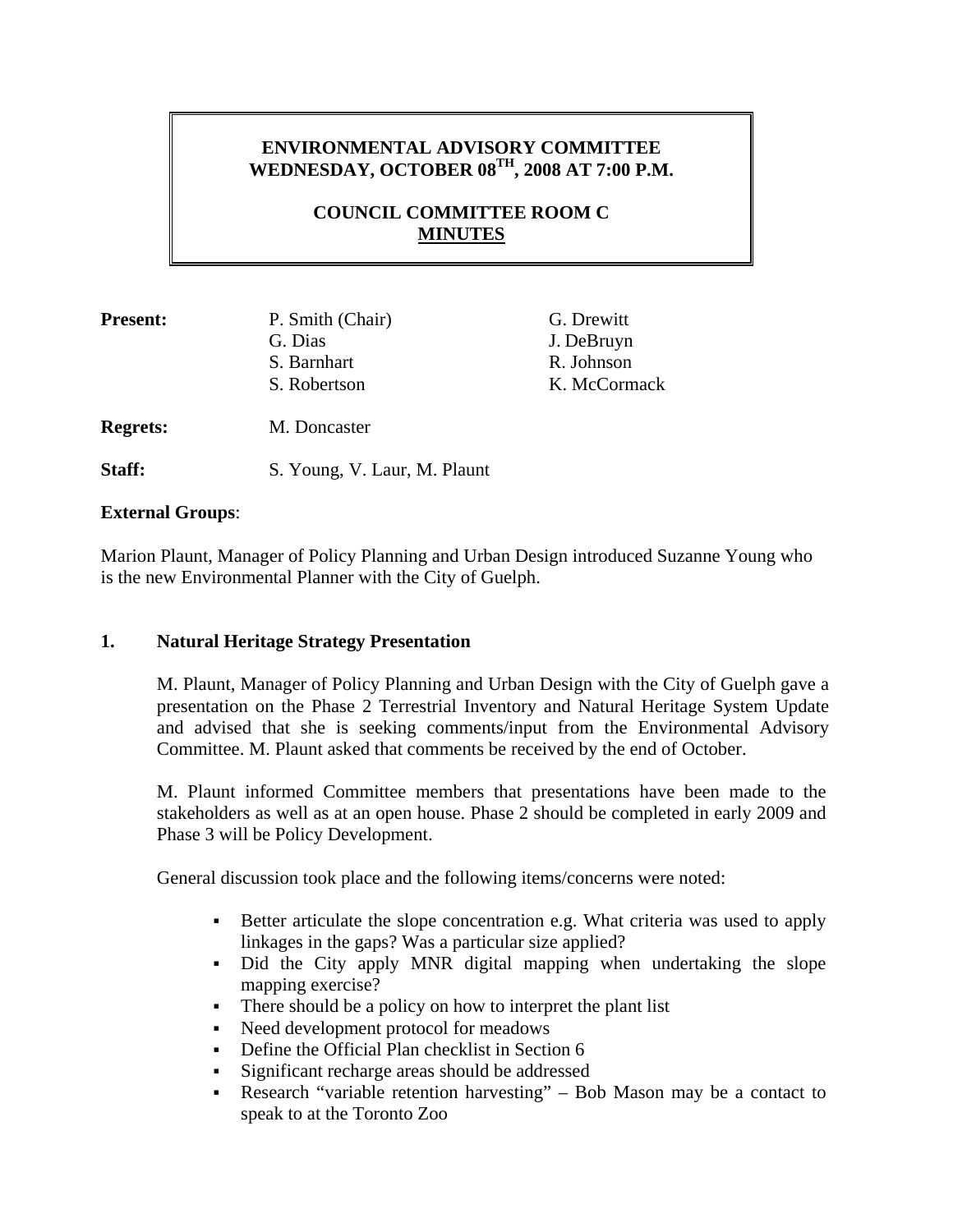# ENVIRONMENTAL ADVISORY COMMITTEE
# WEDNESDAY, OCTOBER 08TH, 2008 AT 7:00 P.M.

## COUNCIL COMMITTEE ROOM C
## MINUTES

**Present:** P. Smith (Chair), G. Dias, S. Barnhart, S. Robertson, G. Drewitt, J. DeBruyn, R. Johnson, K. McCormack

**Regrets:** M. Doncaster

**Staff:** S. Young, V. Laur, M. Plaunt

**External Groups**:

Marion Plaunt, Manager of Policy Planning and Urban Design introduced Suzanne Young who is the new Environmental Planner with the City of Guelph.

### 1. Natural Heritage Strategy Presentation

M. Plaunt, Manager of Policy Planning and Urban Design with the City of Guelph gave a presentation on the Phase 2 Terrestrial Inventory and Natural Heritage System Update and advised that she is seeking comments/input from the Environmental Advisory Committee. M. Plaunt asked that comments be received by the end of October.

M. Plaunt informed Committee members that presentations have been made to the stakeholders as well as at an open house. Phase 2 should be completed in early 2009 and Phase 3 will be Policy Development.

General discussion took place and the following items/concerns were noted:

- Better articulate the slope concentration e.g. What criteria was used to apply linkages in the gaps? Was a particular size applied?
- Did the City apply MNR digital mapping when undertaking the slope mapping exercise?
- There should be a policy on how to interpret the plant list
- Need development protocol for meadows
- Define the Official Plan checklist in Section 6
- Significant recharge areas should be addressed
- Research "variable retention harvesting" – Bob Mason may be a contact to speak to at the Toronto Zoo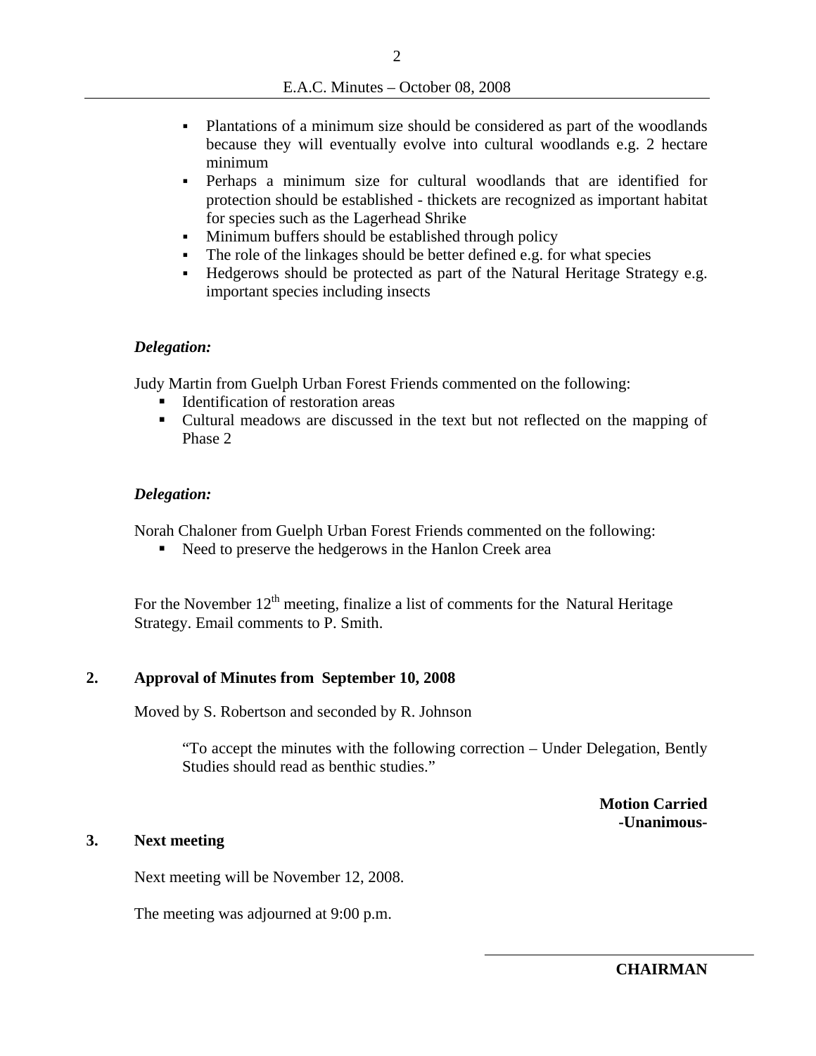- Plantations of a minimum size should be considered as part of the woodlands because they will eventually evolve into cultural woodlands e.g. 2 hectare minimum
- Perhaps a minimum size for cultural woodlands that are identified for protection should be established - thickets are recognized as important habitat for species such as the Lagerhead Shrike
- Minimum buffers should be established through policy
- The role of the linkages should be better defined e.g. for what species
- Hedgerows should be protected as part of the Natural Heritage Strategy e.g. important species including insects

***Delegation:***

Judy Martin from Guelph Urban Forest Friends commented on the following:

- Identification of restoration areas
- Cultural meadows are discussed in the text but not reflected on the mapping of Phase 2

***Delegation:***

Norah Chaloner from Guelph Urban Forest Friends commented on the following:

- Need to preserve the hedgerows in the Hanlon Creek area

For the November 12th meeting, finalize a list of comments for the Natural Heritage Strategy. Email comments to P. Smith.

**2. Approval of Minutes from September 10, 2008**

Moved by S. Robertson and seconded by R. Johnson

> "To accept the minutes with the following correction – Under Delegation, Bently Studies should read as benthic studies."

**Motion Carried**
**-Unanimous-**

**3. Next meeting**

Next meeting will be November 12, 2008.

The meeting was adjourned at 9:00 p.m.

**CHAIRMAN**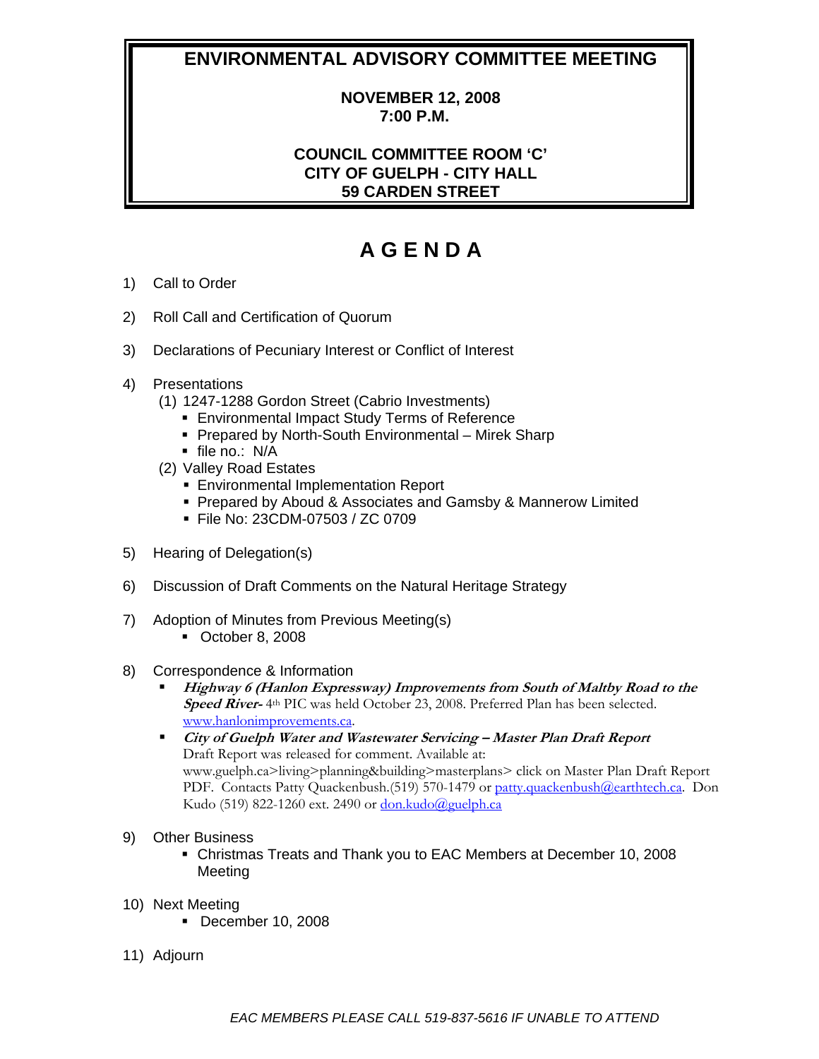# ENVIRONMENTAL ADVISORY COMMITTEE MEETING

**NOVEMBER 12, 2008**
**7:00 P.M.**

**COUNCIL COMMITTEE ROOM 'C'**
**CITY OF GUELPH - CITY HALL**
**59 CARDEN STREET**

## A G E N D A

1) Call to Order

2) Roll Call and Certification of Quorum

3) Declarations of Pecuniary Interest or Conflict of Interest

4) Presentations
   (1) 1247-1288 Gordon Street (Cabrio Investments)
      - Environmental Impact Study Terms of Reference
      - Prepared by North-South Environmental – Mirek Sharp
      - file no.: N/A

   (2) Valley Road Estates
      - Environmental Implementation Report
      - Prepared by Aboud & Associates and Gamsby & Mannerow Limited
      - File No: 23CDM-07503 / ZC 0709

5) Hearing of Delegation(s)

6) Discussion of Draft Comments on the Natural Heritage Strategy

7) Adoption of Minutes from Previous Meeting(s)
   - October 8, 2008

8) Correspondence & Information
   - ***Highway 6 (Hanlon Expressway) Improvements from South of Maltby Road to the Speed River-*** 4th PIC was held October 23, 2008. Preferred Plan has been selected. www.hanlonimprovements.ca.
   - ***City of Guelph Water and Wastewater Servicing – Master Plan Draft Report*** Draft Report was released for comment. Available at: www.guelph.ca>living>planning&building>masterplans> click on Master Plan Draft Report PDF. Contacts Patty Quackenbush.(519) 570-1479 or patty.quackenbush@earthtech.ca. Don Kudo (519) 822-1260 ext. 2490 or don.kudo@guelph.ca

9) Other Business
   - Christmas Treats and Thank you to EAC Members at December 10, 2008 Meeting

10) Next Meeting
   - December 10, 2008

11) Adjourn

*EAC MEMBERS PLEASE CALL 519-837-5616 IF UNABLE TO ATTEND*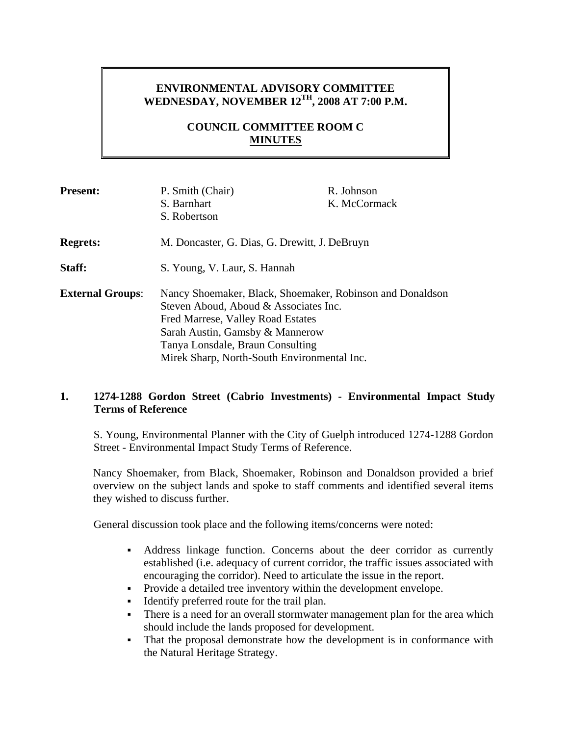**ENVIRONMENTAL ADVISORY COMMITTEE**
**WEDNESDAY, NOVEMBER 12TH, 2008 AT 7:00 P.M.**

**COUNCIL COMMITTEE ROOM C**
**MINUTES**

| | | |
|---|---|---|
| **Present:** | P. Smith (Chair)<br>S. Barnhart<br>S. Robertson | R. Johnson<br>K. McCormack |
| **Regrets:** | M. Doncaster, G. Dias, G. Drewitt, J. DeBruyn | |
| **Staff:** | S. Young, V. Laur, S. Hannah | |
| **External Groups:** | Nancy Shoemaker, Black, Shoemaker, Robinson and Donaldson<br>Steven Aboud, Aboud & Associates Inc.<br>Fred Marrese, Valley Road Estates<br>Sarah Austin, Gamsby & Mannerow<br>Tanya Lonsdale, Braun Consulting<br>Mirek Sharp, North-South Environmental Inc. | |

## 1. 1274-1288 Gordon Street (Cabrio Investments) - Environmental Impact Study Terms of Reference

S. Young, Environmental Planner with the City of Guelph introduced 1274-1288 Gordon Street - Environmental Impact Study Terms of Reference.

Nancy Shoemaker, from Black, Shoemaker, Robinson and Donaldson provided a brief overview on the subject lands and spoke to staff comments and identified several items they wished to discuss further.

General discussion took place and the following items/concerns were noted:

- Address linkage function. Concerns about the deer corridor as currently established (i.e. adequacy of current corridor, the traffic issues associated with encouraging the corridor). Need to articulate the issue in the report.
- Provide a detailed tree inventory within the development envelope.
- Identify preferred route for the trail plan.
- There is a need for an overall stormwater management plan for the area which should include the lands proposed for development.
- That the proposal demonstrate how the development is in conformance with the Natural Heritage Strategy.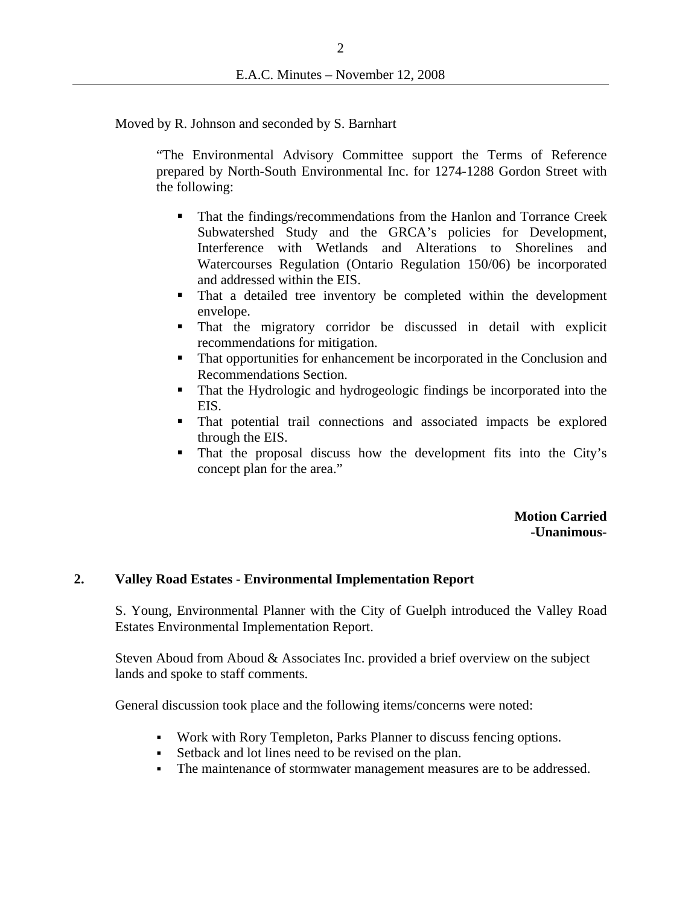Moved by R. Johnson and seconded by S. Barnhart

> "The Environmental Advisory Committee support the Terms of Reference prepared by North-South Environmental Inc. for 1274-1288 Gordon Street with the following:
>
> - That the findings/recommendations from the Hanlon and Torrance Creek Subwatershed Study and the GRCA's policies for Development, Interference with Wetlands and Alterations to Shorelines and Watercourses Regulation (Ontario Regulation 150/06) be incorporated and addressed within the EIS.
> - That a detailed tree inventory be completed within the development envelope.
> - That the migratory corridor be discussed in detail with explicit recommendations for mitigation.
> - That opportunities for enhancement be incorporated in the Conclusion and Recommendations Section.
> - That the Hydrologic and hydrogeologic findings be incorporated into the EIS.
> - That potential trail connections and associated impacts be explored through the EIS.
> - That the proposal discuss how the development fits into the City's concept plan for the area."

**Motion Carried**
**-Unanimous-**

## 2. Valley Road Estates - Environmental Implementation Report

S. Young, Environmental Planner with the City of Guelph introduced the Valley Road Estates Environmental Implementation Report.

Steven Aboud from Aboud & Associates Inc. provided a brief overview on the subject lands and spoke to staff comments.

General discussion took place and the following items/concerns were noted:

- Work with Rory Templeton, Parks Planner to discuss fencing options.
- Setback and lot lines need to be revised on the plan.
- The maintenance of stormwater management measures are to be addressed.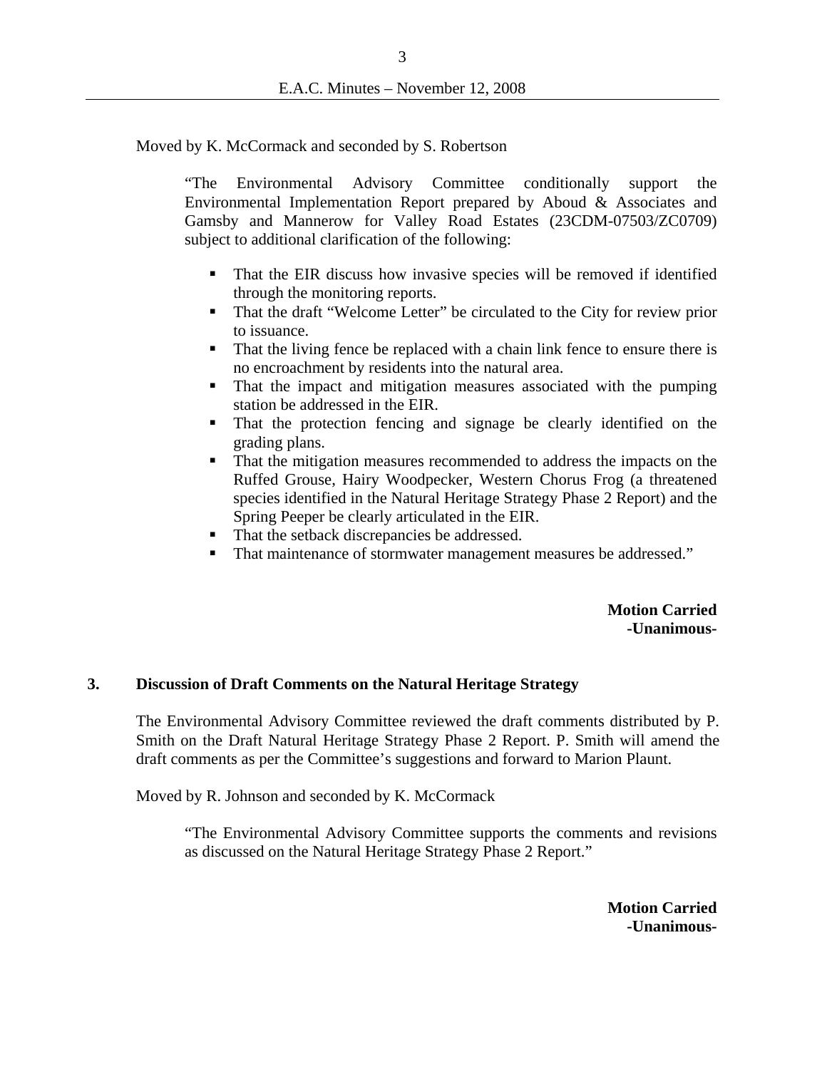Moved by K. McCormack and seconded by S. Robertson

> "The Environmental Advisory Committee conditionally support the Environmental Implementation Report prepared by Aboud & Associates and Gamsby and Mannerow for Valley Road Estates (23CDM-07503/ZC0709) subject to additional clarification of the following:
>
> - That the EIR discuss how invasive species will be removed if identified through the monitoring reports.
> - That the draft "Welcome Letter" be circulated to the City for review prior to issuance.
> - That the living fence be replaced with a chain link fence to ensure there is no encroachment by residents into the natural area.
> - That the impact and mitigation measures associated with the pumping station be addressed in the EIR.
> - That the protection fencing and signage be clearly identified on the grading plans.
> - That the mitigation measures recommended to address the impacts on the Ruffed Grouse, Hairy Woodpecker, Western Chorus Frog (a threatened species identified in the Natural Heritage Strategy Phase 2 Report) and the Spring Peeper be clearly articulated in the EIR.
> - That the setback discrepancies be addressed.
> - That maintenance of stormwater management measures be addressed."

**Motion Carried**
**-Unanimous-**

## 3. Discussion of Draft Comments on the Natural Heritage Strategy

The Environmental Advisory Committee reviewed the draft comments distributed by P. Smith on the Draft Natural Heritage Strategy Phase 2 Report. P. Smith will amend the draft comments as per the Committee's suggestions and forward to Marion Plaunt.

Moved by R. Johnson and seconded by K. McCormack

> "The Environmental Advisory Committee supports the comments and revisions as discussed on the Natural Heritage Strategy Phase 2 Report."

**Motion Carried**
**-Unanimous-**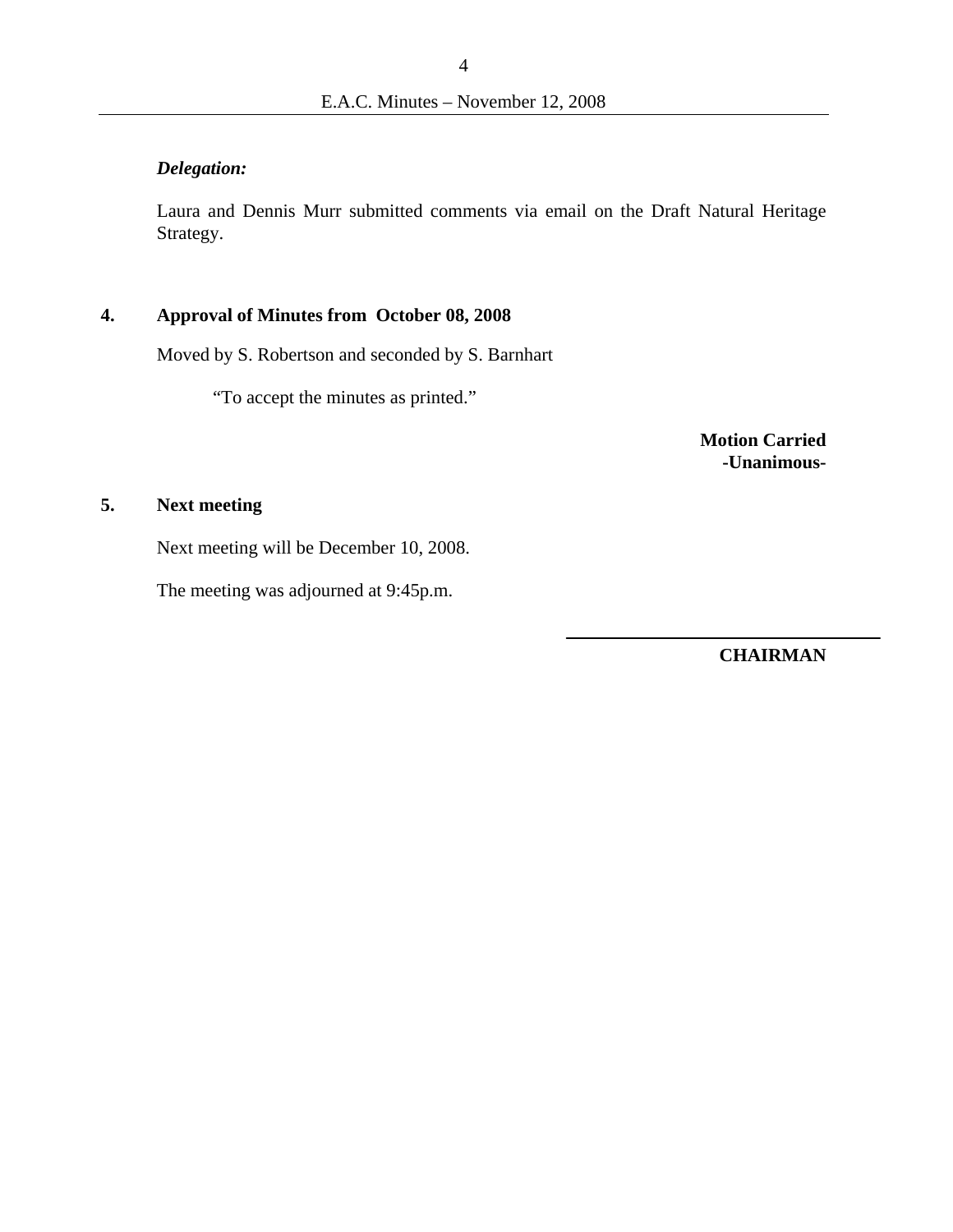***Delegation:***

Laura and Dennis Murr submitted comments via email on the Draft Natural Heritage Strategy.

## 4. Approval of Minutes from October 08, 2008

Moved by S. Robertson and seconded by S. Barnhart

"To accept the minutes as printed."

**Motion Carried**
**-Unanimous-**

## 5. Next meeting

Next meeting will be December 10, 2008.

The meeting was adjourned at 9:45p.m.

\_\_\_\_\_\_\_\_\_\_\_\_\_\_\_\_\_\_\_\_\_\_\_\_\_\_\_\_\_\_

**CHAIRMAN**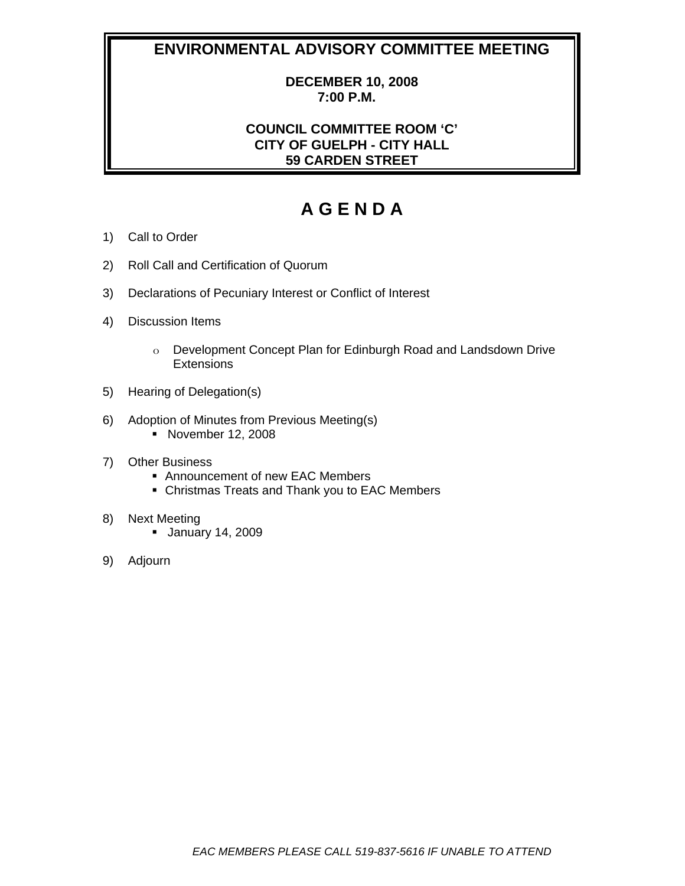# ENVIRONMENTAL ADVISORY COMMITTEE MEETING

**DECEMBER 10, 2008**
**7:00 P.M.**

**COUNCIL COMMITTEE ROOM 'C'**
**CITY OF GUELPH - CITY HALL**
**59 CARDEN STREET**

# A G E N D A

1) Call to Order

2) Roll Call and Certification of Quorum

3) Declarations of Pecuniary Interest or Conflict of Interest

4) Discussion Items

   - Development Concept Plan for Edinburgh Road and Landsdown Drive Extensions

5) Hearing of Delegation(s)

6) Adoption of Minutes from Previous Meeting(s)
   - November 12, 2008

7) Other Business
   - Announcement of new EAC Members
   - Christmas Treats and Thank you to EAC Members

8) Next Meeting
   - January 14, 2009

9) Adjourn

*EAC MEMBERS PLEASE CALL 519-837-5616 IF UNABLE TO ATTEND*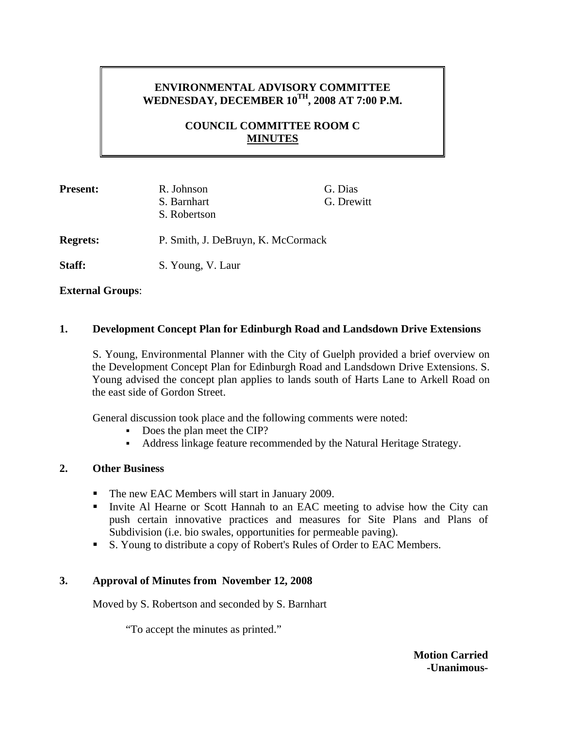# ENVIRONMENTAL ADVISORY COMMITTEE
# WEDNESDAY, DECEMBER 10TH, 2008 AT 7:00 P.M.

## COUNCIL COMMITTEE ROOM C
## MINUTES

| | | |
|---|---|---|
| **Present:** | R. Johnson<br>S. Barnhart<br>S. Robertson | G. Dias<br>G. Drewitt |
| **Regrets:** | P. Smith, J. DeBruyn, K. McCormack | |
| **Staff:** | S. Young, V. Laur | |

**External Groups**:

## 1. Development Concept Plan for Edinburgh Road and Landsdown Drive Extensions

S. Young, Environmental Planner with the City of Guelph provided a brief overview on the Development Concept Plan for Edinburgh Road and Landsdown Drive Extensions. S. Young advised the concept plan applies to lands south of Harts Lane to Arkell Road on the east side of Gordon Street.

General discussion took place and the following comments were noted:

- Does the plan meet the CIP?
- Address linkage feature recommended by the Natural Heritage Strategy.

## 2. Other Business

- The new EAC Members will start in January 2009.
- Invite Al Hearne or Scott Hannah to an EAC meeting to advise how the City can push certain innovative practices and measures for Site Plans and Plans of Subdivision (i.e. bio swales, opportunities for permeable paving).
- S. Young to distribute a copy of Robert's Rules of Order to EAC Members.

## 3. Approval of Minutes from November 12, 2008

Moved by S. Robertson and seconded by S. Barnhart

"To accept the minutes as printed."

**Motion Carried**
**-Unanimous-**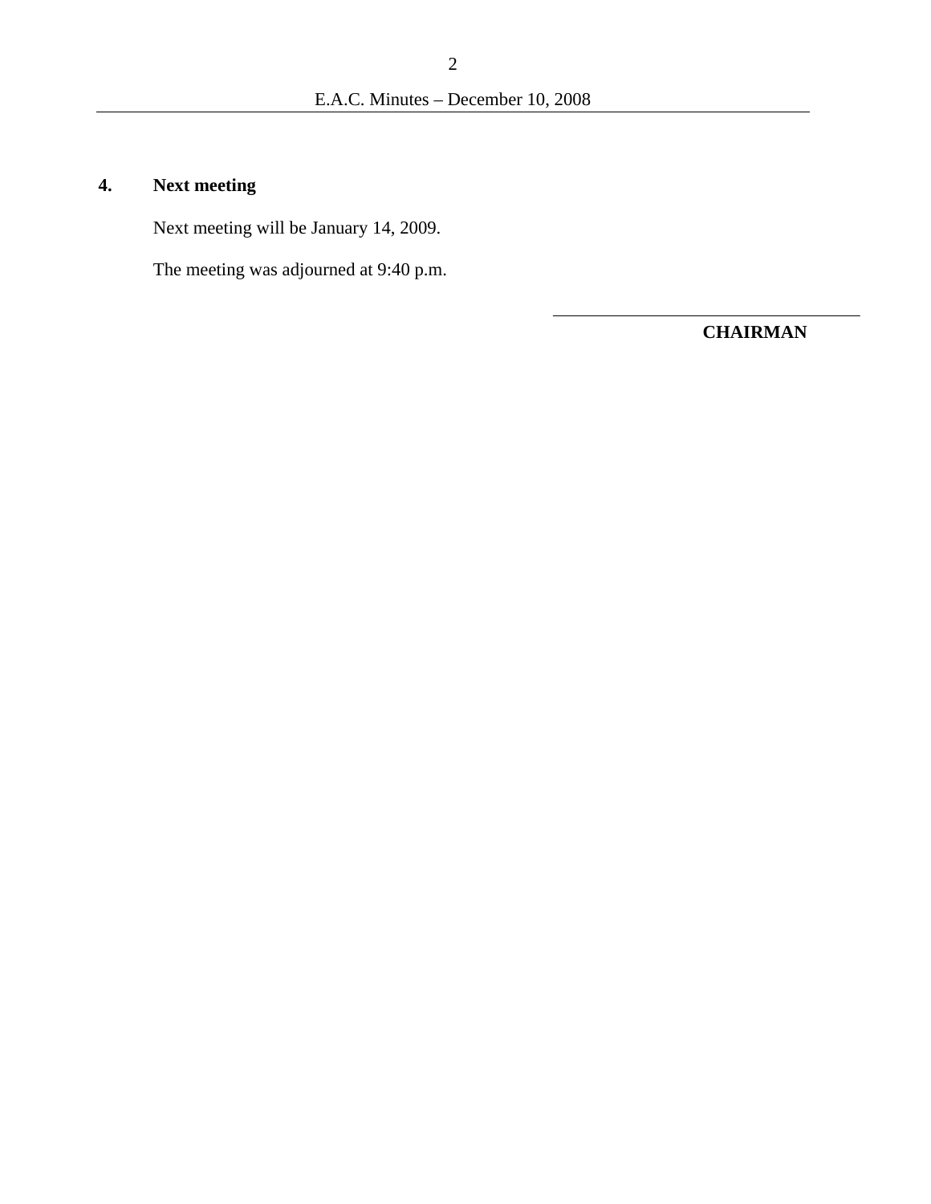**4. Next meeting**

Next meeting will be January 14, 2009.

The meeting was adjourned at 9:40 p.m.

\_\_\_\_\_\_\_\_\_\_\_\_\_\_\_\_\_\_\_\_\_\_\_\_\_\_\_\_\_\_

**CHAIRMAN**